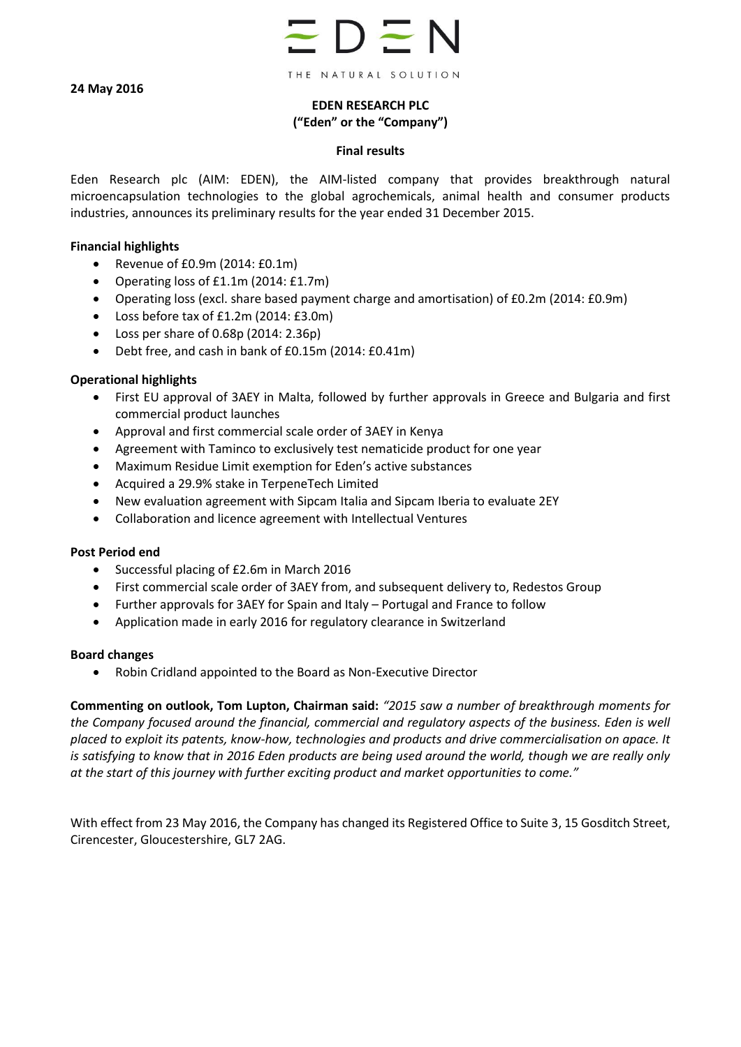EDEN

THE NATURAL SOLUTION

**24 May 2016**

**EDEN RESEARCH PLC**
**("Eden" or the "Company")**

**Final results**

Eden Research plc (AIM: EDEN), the AIM-listed company that provides breakthrough natural microencapsulation technologies to the global agrochemicals, animal health and consumer products industries, announces its preliminary results for the year ended 31 December 2015.

**Financial highlights**

- Revenue of £0.9m (2014: £0.1m)
- Operating loss of £1.1m (2014: £1.7m)
- Operating loss (excl. share based payment charge and amortisation) of £0.2m (2014: £0.9m)
- Loss before tax of £1.2m (2014: £3.0m)
- Loss per share of 0.68p (2014: 2.36p)
- Debt free, and cash in bank of £0.15m (2014: £0.41m)

**Operational highlights**

- First EU approval of 3AEY in Malta, followed by further approvals in Greece and Bulgaria and first commercial product launches
- Approval and first commercial scale order of 3AEY in Kenya
- Agreement with Taminco to exclusively test nematicide product for one year
- Maximum Residue Limit exemption for Eden's active substances
- Acquired a 29.9% stake in TerpeneTech Limited
- New evaluation agreement with Sipcam Italia and Sipcam Iberia to evaluate 2EY
- Collaboration and licence agreement with Intellectual Ventures

**Post Period end**

- Successful placing of £2.6m in March 2016
- First commercial scale order of 3AEY from, and subsequent delivery to, Redestos Group
- Further approvals for 3AEY for Spain and Italy – Portugal and France to follow
- Application made in early 2016 for regulatory clearance in Switzerland

**Board changes**

- Robin Cridland appointed to the Board as Non-Executive Director

**Commenting on outlook, Tom Lupton, Chairman said:** *"2015 saw a number of breakthrough moments for the Company focused around the financial, commercial and regulatory aspects of the business. Eden is well placed to exploit its patents, know-how, technologies and products and drive commercialisation on apace. It is satisfying to know that in 2016 Eden products are being used around the world, though we are really only at the start of this journey with further exciting product and market opportunities to come."*

With effect from 23 May 2016, the Company has changed its Registered Office to Suite 3, 15 Gosditch Street, Cirencester, Gloucestershire, GL7 2AG.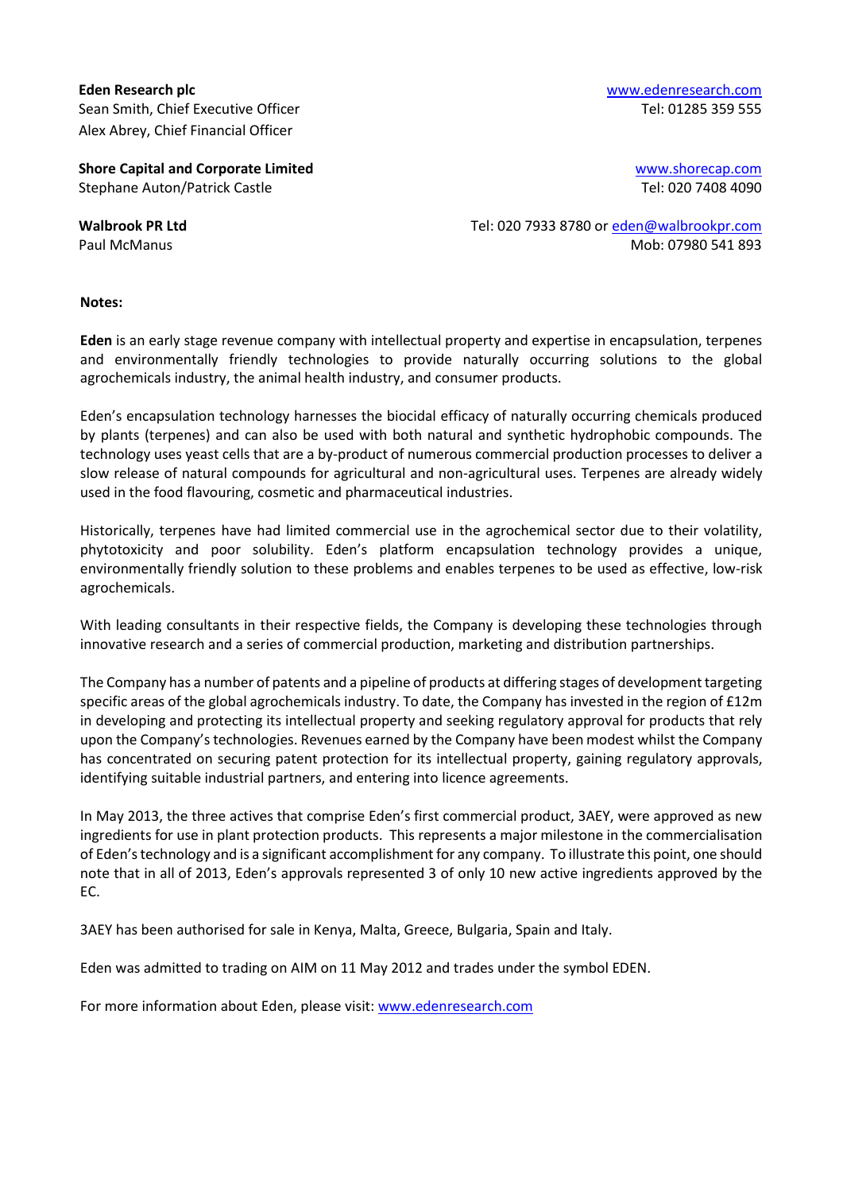**Eden Research plc**
Sean Smith, Chief Executive Officer
Alex Abrey, Chief Financial Officer

www.edenresearch.com
Tel: 01285 359 555

**Shore Capital and Corporate Limited**
Stephane Auton/Patrick Castle

www.shorecap.com
Tel: 020 7408 4090

**Walbrook PR Ltd**
Paul McManus

Tel: 020 7933 8780 or eden@walbrookpr.com
Mob: 07980 541 893

**Notes:**

**Eden** is an early stage revenue company with intellectual property and expertise in encapsulation, terpenes and environmentally friendly technologies to provide naturally occurring solutions to the global agrochemicals industry, the animal health industry, and consumer products.

Eden's encapsulation technology harnesses the biocidal efficacy of naturally occurring chemicals produced by plants (terpenes) and can also be used with both natural and synthetic hydrophobic compounds. The technology uses yeast cells that are a by-product of numerous commercial production processes to deliver a slow release of natural compounds for agricultural and non-agricultural uses. Terpenes are already widely used in the food flavouring, cosmetic and pharmaceutical industries.

Historically, terpenes have had limited commercial use in the agrochemical sector due to their volatility, phytotoxicity and poor solubility. Eden's platform encapsulation technology provides a unique, environmentally friendly solution to these problems and enables terpenes to be used as effective, low-risk agrochemicals.

With leading consultants in their respective fields, the Company is developing these technologies through innovative research and a series of commercial production, marketing and distribution partnerships.

The Company has a number of patents and a pipeline of products at differing stages of development targeting specific areas of the global agrochemicals industry. To date, the Company has invested in the region of £12m in developing and protecting its intellectual property and seeking regulatory approval for products that rely upon the Company's technologies. Revenues earned by the Company have been modest whilst the Company has concentrated on securing patent protection for its intellectual property, gaining regulatory approvals, identifying suitable industrial partners, and entering into licence agreements.

In May 2013, the three actives that comprise Eden's first commercial product, 3AEY, were approved as new ingredients for use in plant protection products. This represents a major milestone in the commercialisation of Eden's technology and is a significant accomplishment for any company. To illustrate this point, one should note that in all of 2013, Eden's approvals represented 3 of only 10 new active ingredients approved by the EC.

3AEY has been authorised for sale in Kenya, Malta, Greece, Bulgaria, Spain and Italy.

Eden was admitted to trading on AIM on 11 May 2012 and trades under the symbol EDEN.

For more information about Eden, please visit: www.edenresearch.com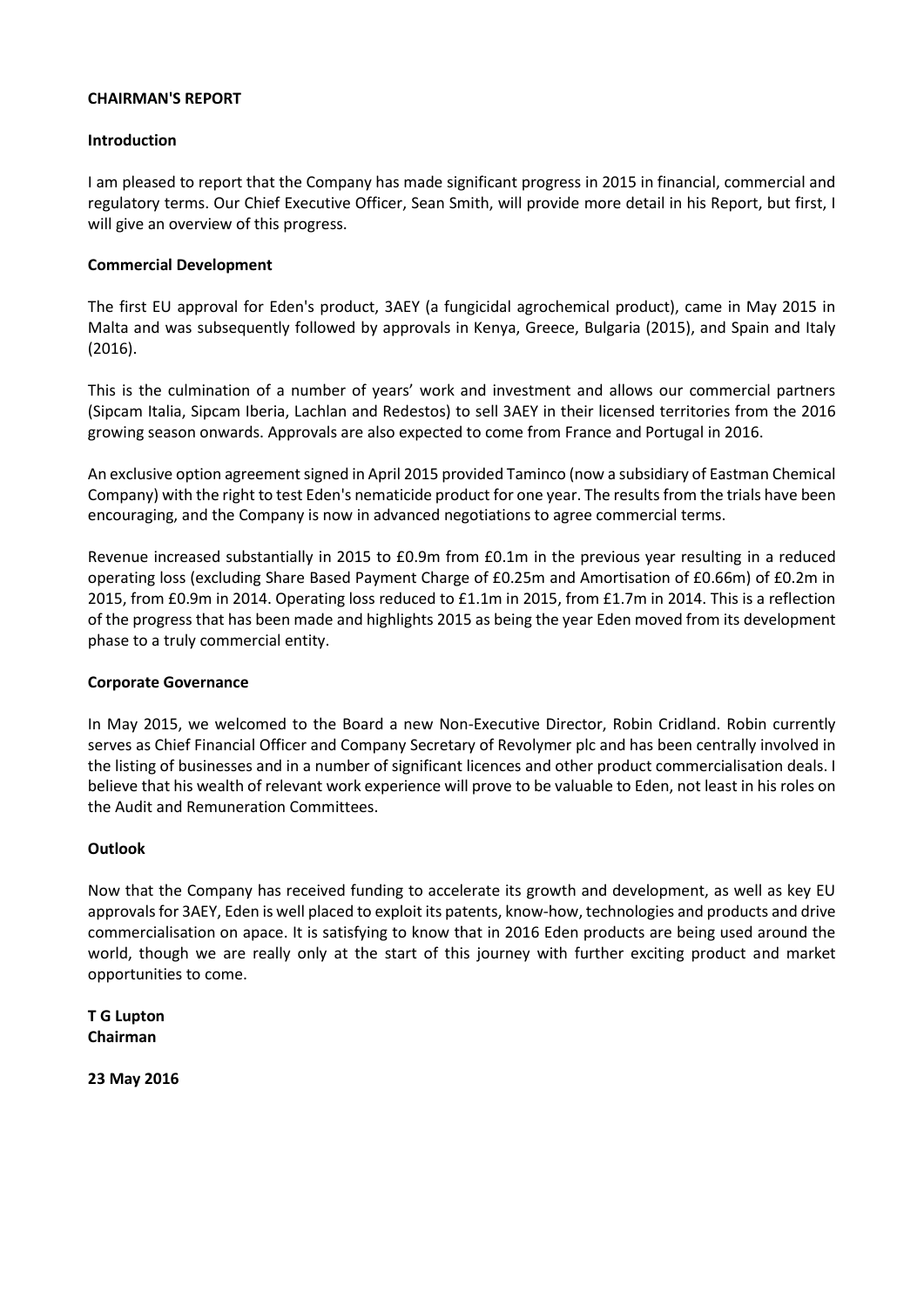# CHAIRMAN'S REPORT

## Introduction

I am pleased to report that the Company has made significant progress in 2015 in financial, commercial and regulatory terms. Our Chief Executive Officer, Sean Smith, will provide more detail in his Report, but first, I will give an overview of this progress.

## Commercial Development

The first EU approval for Eden's product, 3AEY (a fungicidal agrochemical product), came in May 2015 in Malta and was subsequently followed by approvals in Kenya, Greece, Bulgaria (2015), and Spain and Italy (2016).

This is the culmination of a number of years' work and investment and allows our commercial partners (Sipcam Italia, Sipcam Iberia, Lachlan and Redestos) to sell 3AEY in their licensed territories from the 2016 growing season onwards. Approvals are also expected to come from France and Portugal in 2016.

An exclusive option agreement signed in April 2015 provided Taminco (now a subsidiary of Eastman Chemical Company) with the right to test Eden's nematicide product for one year. The results from the trials have been encouraging, and the Company is now in advanced negotiations to agree commercial terms.

Revenue increased substantially in 2015 to £0.9m from £0.1m in the previous year resulting in a reduced operating loss (excluding Share Based Payment Charge of £0.25m and Amortisation of £0.66m) of £0.2m in 2015, from £0.9m in 2014. Operating loss reduced to £1.1m in 2015, from £1.7m in 2014. This is a reflection of the progress that has been made and highlights 2015 as being the year Eden moved from its development phase to a truly commercial entity.

## Corporate Governance

In May 2015, we welcomed to the Board a new Non-Executive Director, Robin Cridland. Robin currently serves as Chief Financial Officer and Company Secretary of Revolymer plc and has been centrally involved in the listing of businesses and in a number of significant licences and other product commercialisation deals. I believe that his wealth of relevant work experience will prove to be valuable to Eden, not least in his roles on the Audit and Remuneration Committees.

## Outlook

Now that the Company has received funding to accelerate its growth and development, as well as key EU approvals for 3AEY, Eden is well placed to exploit its patents, know-how, technologies and products and drive commercialisation on apace. It is satisfying to know that in 2016 Eden products are being used around the world, though we are really only at the start of this journey with further exciting product and market opportunities to come.

**T G Lupton**
**Chairman**

**23 May 2016**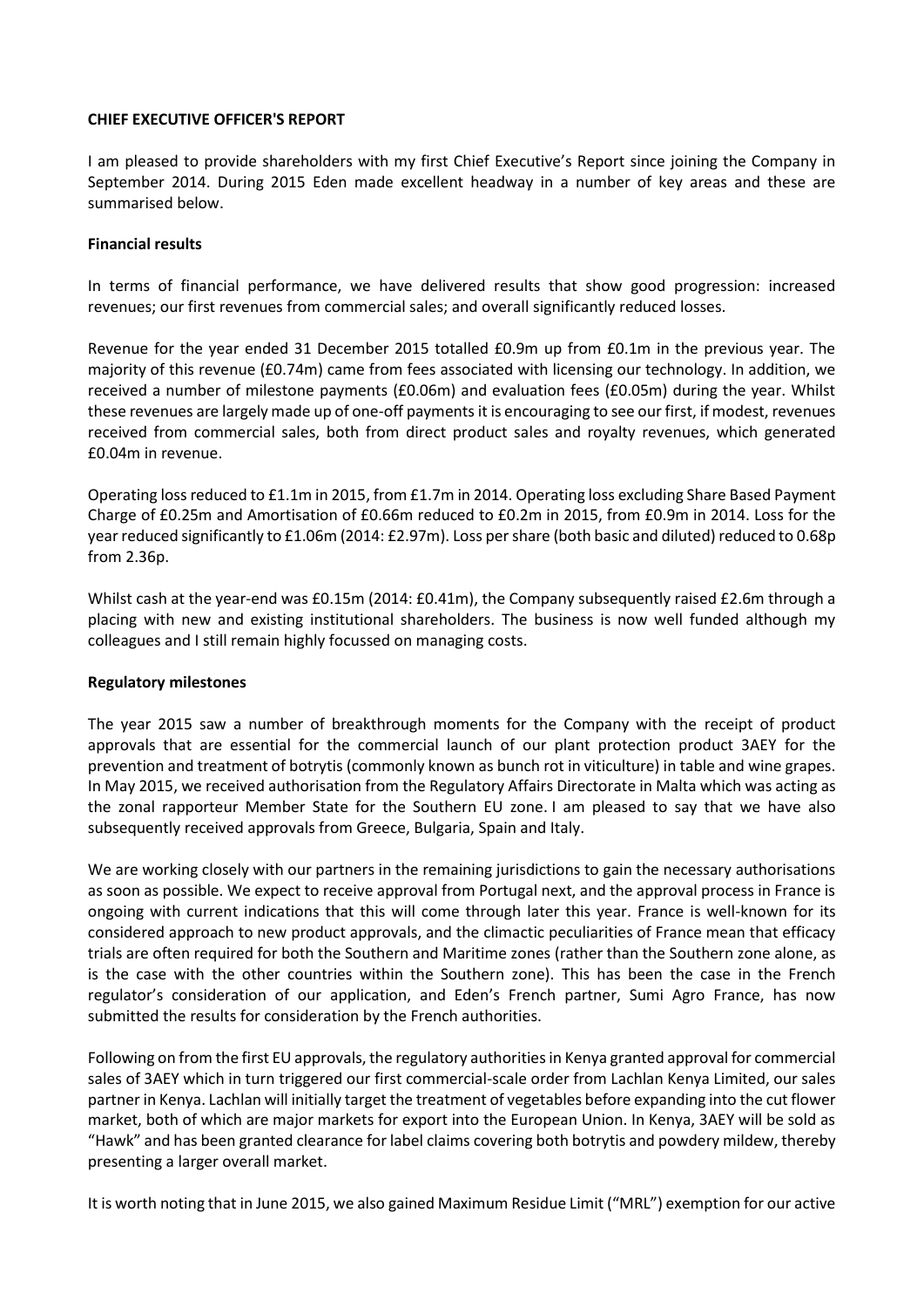**CHIEF EXECUTIVE OFFICER'S REPORT**

I am pleased to provide shareholders with my first Chief Executive's Report since joining the Company in September 2014. During 2015 Eden made excellent headway in a number of key areas and these are summarised below.

**Financial results**

In terms of financial performance, we have delivered results that show good progression: increased revenues; our first revenues from commercial sales; and overall significantly reduced losses.

Revenue for the year ended 31 December 2015 totalled £0.9m up from £0.1m in the previous year. The majority of this revenue (£0.74m) came from fees associated with licensing our technology. In addition, we received a number of milestone payments (£0.06m) and evaluation fees (£0.05m) during the year. Whilst these revenues are largely made up of one-off payments it is encouraging to see our first, if modest, revenues received from commercial sales, both from direct product sales and royalty revenues, which generated £0.04m in revenue.

Operating loss reduced to £1.1m in 2015, from £1.7m in 2014. Operating loss excluding Share Based Payment Charge of £0.25m and Amortisation of £0.66m reduced to £0.2m in 2015, from £0.9m in 2014. Loss for the year reduced significantly to £1.06m (2014: £2.97m). Loss per share (both basic and diluted) reduced to 0.68p from 2.36p.

Whilst cash at the year-end was £0.15m (2014: £0.41m), the Company subsequently raised £2.6m through a placing with new and existing institutional shareholders. The business is now well funded although my colleagues and I still remain highly focussed on managing costs.

**Regulatory milestones**

The year 2015 saw a number of breakthrough moments for the Company with the receipt of product approvals that are essential for the commercial launch of our plant protection product 3AEY for the prevention and treatment of botrytis (commonly known as bunch rot in viticulture) in table and wine grapes. In May 2015, we received authorisation from the Regulatory Affairs Directorate in Malta which was acting as the zonal rapporteur Member State for the Southern EU zone. I am pleased to say that we have also subsequently received approvals from Greece, Bulgaria, Spain and Italy.

We are working closely with our partners in the remaining jurisdictions to gain the necessary authorisations as soon as possible. We expect to receive approval from Portugal next, and the approval process in France is ongoing with current indications that this will come through later this year. France is well-known for its considered approach to new product approvals, and the climactic peculiarities of France mean that efficacy trials are often required for both the Southern and Maritime zones (rather than the Southern zone alone, as is the case with the other countries within the Southern zone). This has been the case in the French regulator's consideration of our application, and Eden's French partner, Sumi Agro France, has now submitted the results for consideration by the French authorities.

Following on from the first EU approvals, the regulatory authorities in Kenya granted approval for commercial sales of 3AEY which in turn triggered our first commercial-scale order from Lachlan Kenya Limited, our sales partner in Kenya. Lachlan will initially target the treatment of vegetables before expanding into the cut flower market, both of which are major markets for export into the European Union. In Kenya, 3AEY will be sold as "Hawk" and has been granted clearance for label claims covering both botrytis and powdery mildew, thereby presenting a larger overall market.

It is worth noting that in June 2015, we also gained Maximum Residue Limit ("MRL") exemption for our active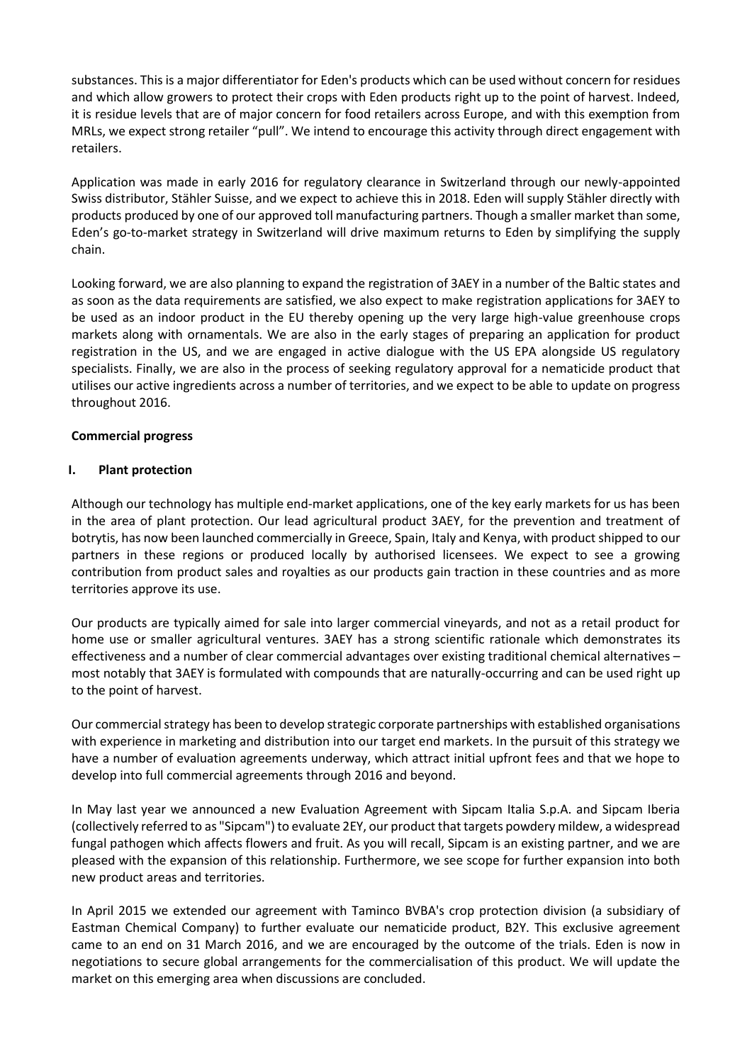substances. This is a major differentiator for Eden's products which can be used without concern for residues and which allow growers to protect their crops with Eden products right up to the point of harvest. Indeed, it is residue levels that are of major concern for food retailers across Europe, and with this exemption from MRLs, we expect strong retailer "pull". We intend to encourage this activity through direct engagement with retailers.

Application was made in early 2016 for regulatory clearance in Switzerland through our newly-appointed Swiss distributor, Stähler Suisse, and we expect to achieve this in 2018. Eden will supply Stähler directly with products produced by one of our approved toll manufacturing partners. Though a smaller market than some, Eden's go-to-market strategy in Switzerland will drive maximum returns to Eden by simplifying the supply chain.

Looking forward, we are also planning to expand the registration of 3AEY in a number of the Baltic states and as soon as the data requirements are satisfied, we also expect to make registration applications for 3AEY to be used as an indoor product in the EU thereby opening up the very large high-value greenhouse crops markets along with ornamentals. We are also in the early stages of preparing an application for product registration in the US, and we are engaged in active dialogue with the US EPA alongside US regulatory specialists. Finally, we are also in the process of seeking regulatory approval for a nematicide product that utilises our active ingredients across a number of territories, and we expect to be able to update on progress throughout 2016.

**Commercial progress**

**I. Plant protection**

Although our technology has multiple end-market applications, one of the key early markets for us has been in the area of plant protection. Our lead agricultural product 3AEY, for the prevention and treatment of botrytis, has now been launched commercially in Greece, Spain, Italy and Kenya, with product shipped to our partners in these regions or produced locally by authorised licensees. We expect to see a growing contribution from product sales and royalties as our products gain traction in these countries and as more territories approve its use.

Our products are typically aimed for sale into larger commercial vineyards, and not as a retail product for home use or smaller agricultural ventures. 3AEY has a strong scientific rationale which demonstrates its effectiveness and a number of clear commercial advantages over existing traditional chemical alternatives – most notably that 3AEY is formulated with compounds that are naturally-occurring and can be used right up to the point of harvest.

Our commercial strategy has been to develop strategic corporate partnerships with established organisations with experience in marketing and distribution into our target end markets. In the pursuit of this strategy we have a number of evaluation agreements underway, which attract initial upfront fees and that we hope to develop into full commercial agreements through 2016 and beyond.

In May last year we announced a new Evaluation Agreement with Sipcam Italia S.p.A. and Sipcam Iberia (collectively referred to as "Sipcam") to evaluate 2EY, our product that targets powdery mildew, a widespread fungal pathogen which affects flowers and fruit. As you will recall, Sipcam is an existing partner, and we are pleased with the expansion of this relationship. Furthermore, we see scope for further expansion into both new product areas and territories.

In April 2015 we extended our agreement with Taminco BVBA's crop protection division (a subsidiary of Eastman Chemical Company) to further evaluate our nematicide product, B2Y. This exclusive agreement came to an end on 31 March 2016, and we are encouraged by the outcome of the trials. Eden is now in negotiations to secure global arrangements for the commercialisation of this product. We will update the market on this emerging area when discussions are concluded.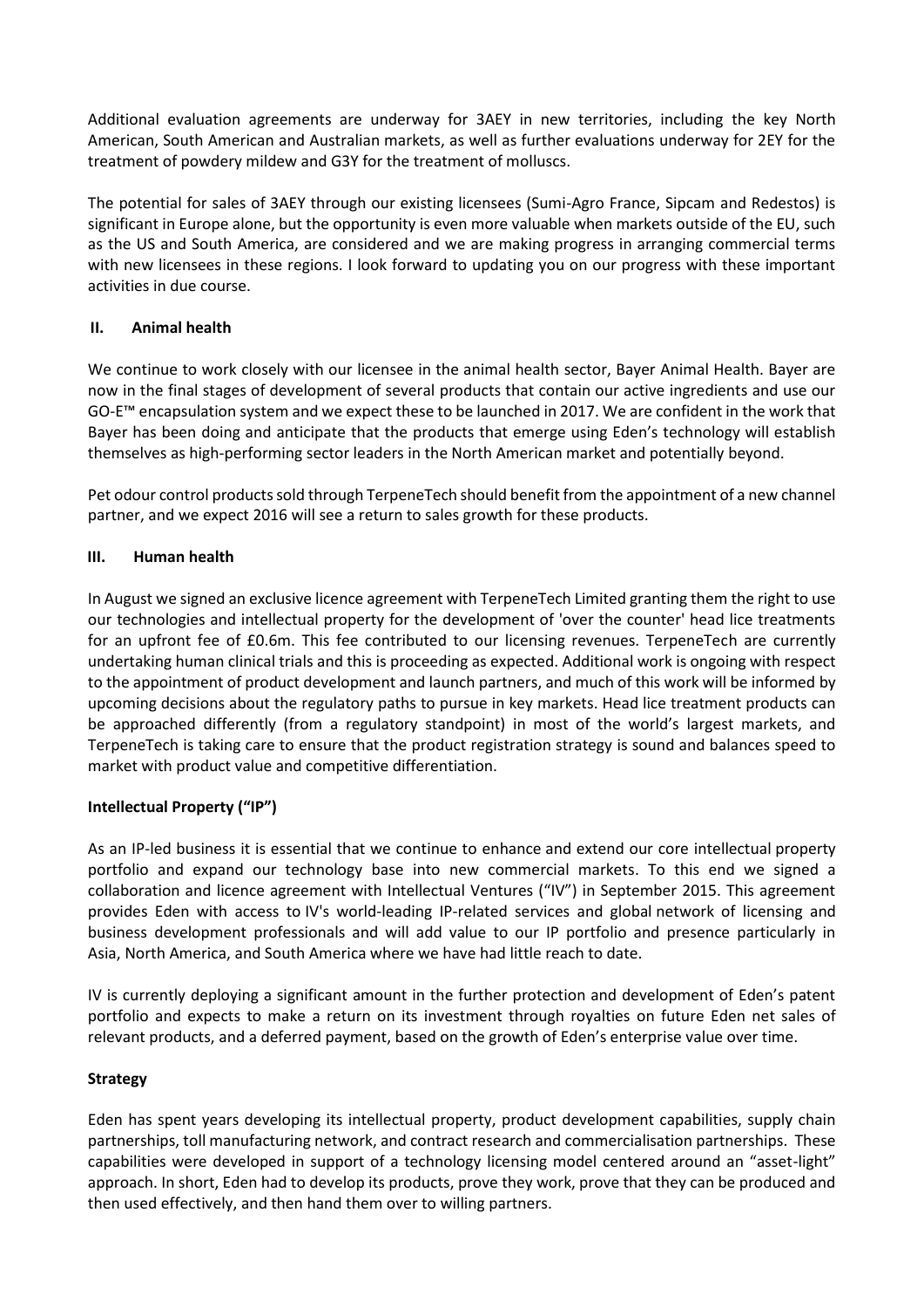Additional evaluation agreements are underway for 3AEY in new territories, including the key North American, South American and Australian markets, as well as further evaluations underway for 2EY for the treatment of powdery mildew and G3Y for the treatment of molluscs.

The potential for sales of 3AEY through our existing licensees (Sumi-Agro France, Sipcam and Redestos) is significant in Europe alone, but the opportunity is even more valuable when markets outside of the EU, such as the US and South America, are considered and we are making progress in arranging commercial terms with new licensees in these regions. I look forward to updating you on our progress with these important activities in due course.

### II. Animal health

We continue to work closely with our licensee in the animal health sector, Bayer Animal Health. Bayer are now in the final stages of development of several products that contain our active ingredients and use our GO-E™ encapsulation system and we expect these to be launched in 2017. We are confident in the work that Bayer has been doing and anticipate that the products that emerge using Eden's technology will establish themselves as high-performing sector leaders in the North American market and potentially beyond.

Pet odour control products sold through TerpeneTech should benefit from the appointment of a new channel partner, and we expect 2016 will see a return to sales growth for these products.

### III. Human health

In August we signed an exclusive licence agreement with TerpeneTech Limited granting them the right to use our technologies and intellectual property for the development of 'over the counter' head lice treatments for an upfront fee of £0.6m. This fee contributed to our licensing revenues. TerpeneTech are currently undertaking human clinical trials and this is proceeding as expected. Additional work is ongoing with respect to the appointment of product development and launch partners, and much of this work will be informed by upcoming decisions about the regulatory paths to pursue in key markets. Head lice treatment products can be approached differently (from a regulatory standpoint) in most of the world's largest markets, and TerpeneTech is taking care to ensure that the product registration strategy is sound and balances speed to market with product value and competitive differentiation.

### Intellectual Property ("IP")

As an IP-led business it is essential that we continue to enhance and extend our core intellectual property portfolio and expand our technology base into new commercial markets. To this end we signed a collaboration and licence agreement with Intellectual Ventures ("IV") in September 2015. This agreement provides Eden with access to IV's world-leading IP-related services and global network of licensing and business development professionals and will add value to our IP portfolio and presence particularly in Asia, North America, and South America where we have had little reach to date.

IV is currently deploying a significant amount in the further protection and development of Eden's patent portfolio and expects to make a return on its investment through royalties on future Eden net sales of relevant products, and a deferred payment, based on the growth of Eden's enterprise value over time.

### Strategy

Eden has spent years developing its intellectual property, product development capabilities, supply chain partnerships, toll manufacturing network, and contract research and commercialisation partnerships. These capabilities were developed in support of a technology licensing model centered around an "asset-light" approach. In short, Eden had to develop its products, prove they work, prove that they can be produced and then used effectively, and then hand them over to willing partners.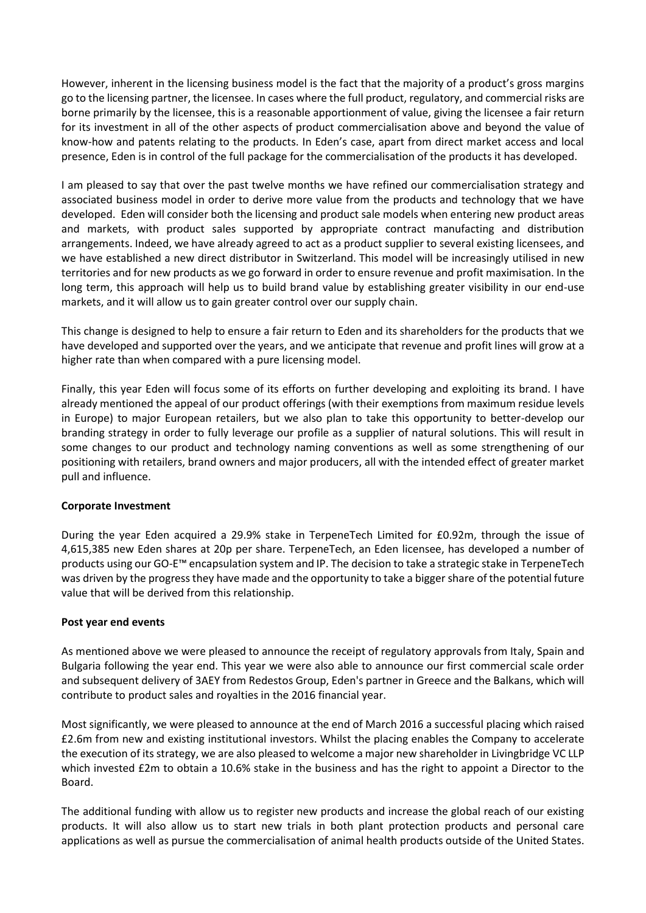However, inherent in the licensing business model is the fact that the majority of a product's gross margins go to the licensing partner, the licensee. In cases where the full product, regulatory, and commercial risks are borne primarily by the licensee, this is a reasonable apportionment of value, giving the licensee a fair return for its investment in all of the other aspects of product commercialisation above and beyond the value of know-how and patents relating to the products. In Eden's case, apart from direct market access and local presence, Eden is in control of the full package for the commercialisation of the products it has developed.

I am pleased to say that over the past twelve months we have refined our commercialisation strategy and associated business model in order to derive more value from the products and technology that we have developed. Eden will consider both the licensing and product sale models when entering new product areas and markets, with product sales supported by appropriate contract manufacting and distribution arrangements. Indeed, we have already agreed to act as a product supplier to several existing licensees, and we have established a new direct distributor in Switzerland. This model will be increasingly utilised in new territories and for new products as we go forward in order to ensure revenue and profit maximisation. In the long term, this approach will help us to build brand value by establishing greater visibility in our end-use markets, and it will allow us to gain greater control over our supply chain.

This change is designed to help to ensure a fair return to Eden and its shareholders for the products that we have developed and supported over the years, and we anticipate that revenue and profit lines will grow at a higher rate than when compared with a pure licensing model.

Finally, this year Eden will focus some of its efforts on further developing and exploiting its brand. I have already mentioned the appeal of our product offerings (with their exemptions from maximum residue levels in Europe) to major European retailers, but we also plan to take this opportunity to better-develop our branding strategy in order to fully leverage our profile as a supplier of natural solutions. This will result in some changes to our product and technology naming conventions as well as some strengthening of our positioning with retailers, brand owners and major producers, all with the intended effect of greater market pull and influence.

**Corporate Investment**

During the year Eden acquired a 29.9% stake in TerpeneTech Limited for £0.92m, through the issue of 4,615,385 new Eden shares at 20p per share. TerpeneTech, an Eden licensee, has developed a number of products using our GO-E™ encapsulation system and IP. The decision to take a strategic stake in TerpeneTech was driven by the progress they have made and the opportunity to take a bigger share of the potential future value that will be derived from this relationship.

**Post year end events**

As mentioned above we were pleased to announce the receipt of regulatory approvals from Italy, Spain and Bulgaria following the year end. This year we were also able to announce our first commercial scale order and subsequent delivery of 3AEY from Redestos Group, Eden's partner in Greece and the Balkans, which will contribute to product sales and royalties in the 2016 financial year.

Most significantly, we were pleased to announce at the end of March 2016 a successful placing which raised £2.6m from new and existing institutional investors. Whilst the placing enables the Company to accelerate the execution of its strategy, we are also pleased to welcome a major new shareholder in Livingbridge VC LLP which invested £2m to obtain a 10.6% stake in the business and has the right to appoint a Director to the Board.

The additional funding with allow us to register new products and increase the global reach of our existing products. It will also allow us to start new trials in both plant protection products and personal care applications as well as pursue the commercialisation of animal health products outside of the United States.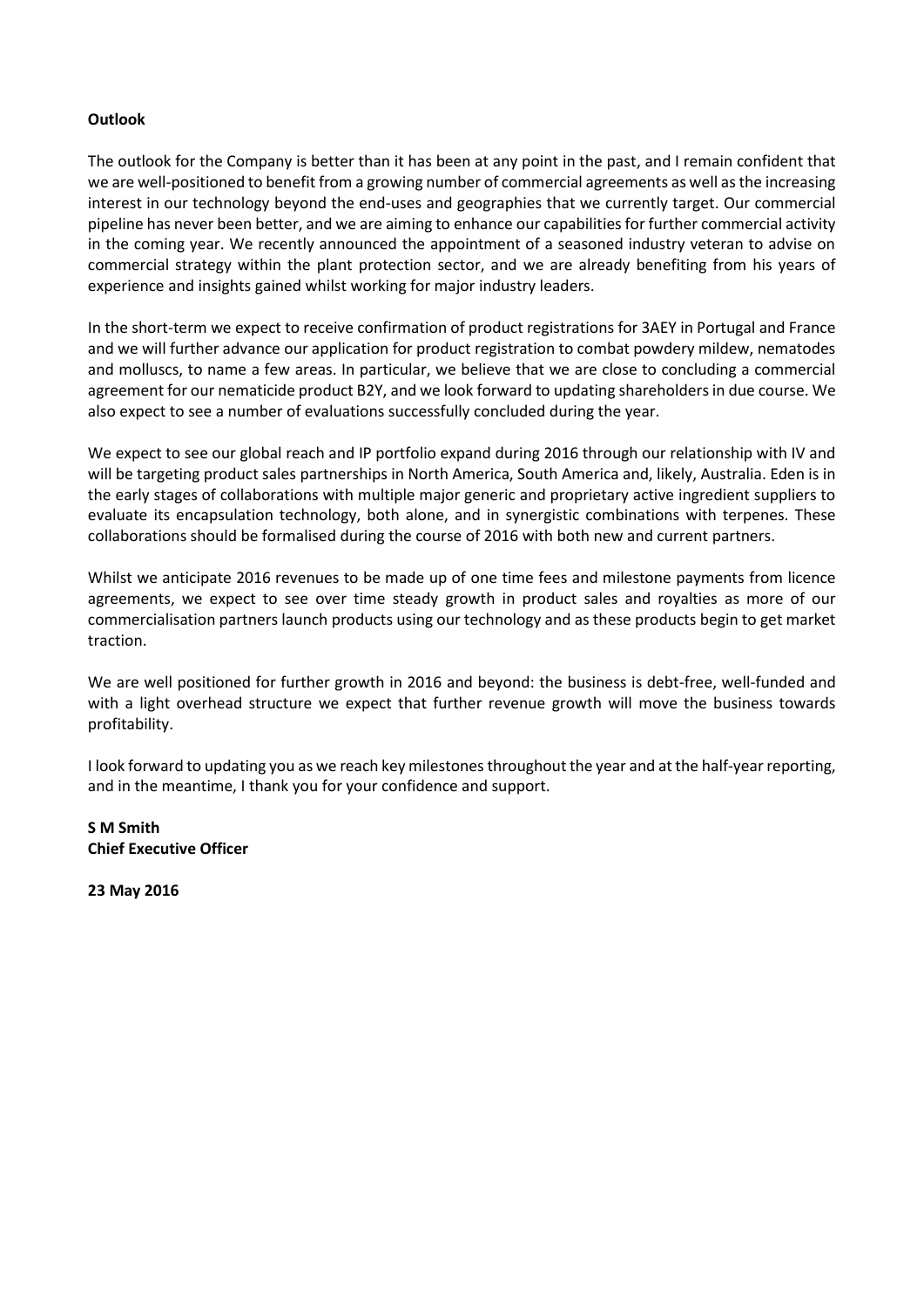**Outlook**

The outlook for the Company is better than it has been at any point in the past, and I remain confident that we are well-positioned to benefit from a growing number of commercial agreements as well as the increasing interest in our technology beyond the end-uses and geographies that we currently target. Our commercial pipeline has never been better, and we are aiming to enhance our capabilities for further commercial activity in the coming year. We recently announced the appointment of a seasoned industry veteran to advise on commercial strategy within the plant protection sector, and we are already benefiting from his years of experience and insights gained whilst working for major industry leaders.

In the short-term we expect to receive confirmation of product registrations for 3AEY in Portugal and France and we will further advance our application for product registration to combat powdery mildew, nematodes and molluscs, to name a few areas. In particular, we believe that we are close to concluding a commercial agreement for our nematicide product B2Y, and we look forward to updating shareholders in due course. We also expect to see a number of evaluations successfully concluded during the year.

We expect to see our global reach and IP portfolio expand during 2016 through our relationship with IV and will be targeting product sales partnerships in North America, South America and, likely, Australia. Eden is in the early stages of collaborations with multiple major generic and proprietary active ingredient suppliers to evaluate its encapsulation technology, both alone, and in synergistic combinations with terpenes. These collaborations should be formalised during the course of 2016 with both new and current partners.

Whilst we anticipate 2016 revenues to be made up of one time fees and milestone payments from licence agreements, we expect to see over time steady growth in product sales and royalties as more of our commercialisation partners launch products using our technology and as these products begin to get market traction.

We are well positioned for further growth in 2016 and beyond: the business is debt-free, well-funded and with a light overhead structure we expect that further revenue growth will move the business towards profitability.

I look forward to updating you as we reach key milestones throughout the year and at the half-year reporting, and in the meantime, I thank you for your confidence and support.

**S M Smith**
**Chief Executive Officer**

**23 May 2016**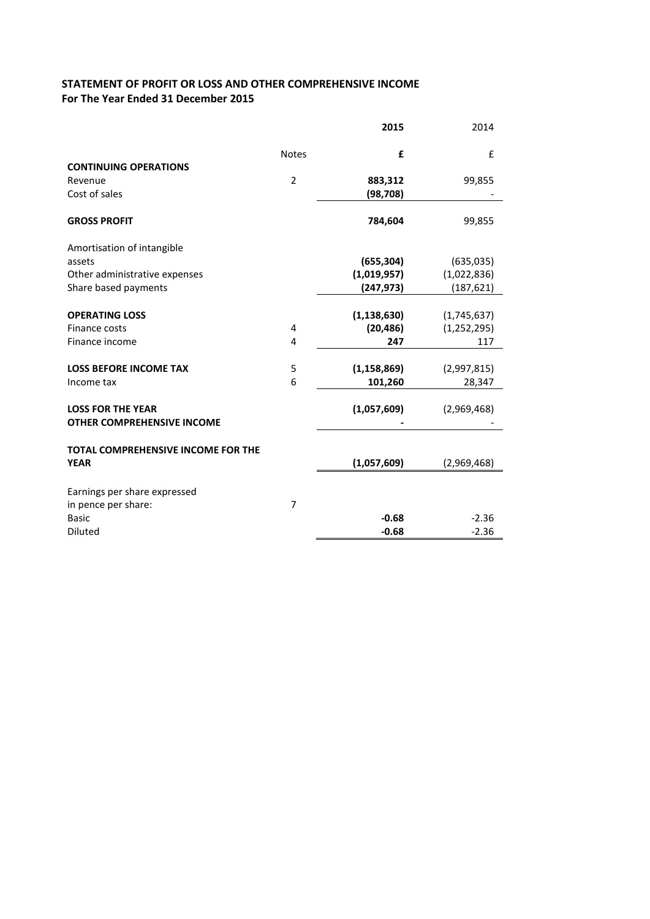**STATEMENT OF PROFIT OR LOSS AND OTHER COMPREHENSIVE INCOME**
**For The Year Ended 31 December 2015**

| | Notes | **2015** | 2014 |
|---|---|---|---|
| | | **£** | £ |
| **CONTINUING OPERATIONS** | | | |
| Revenue | 2 | **883,312** | 99,855 |
| Cost of sales | | **(98,708)** | - |
| **GROSS PROFIT** | | **784,604** | 99,855 |
| Amortisation of intangible assets | | **(655,304)** | (635,035) |
| Other administrative expenses | | **(1,019,957)** | (1,022,836) |
| Share based payments | | **(247,973)** | (187,621) |
| **OPERATING LOSS** | | **(1,138,630)** | (1,745,637) |
| Finance costs | 4 | **(20,486)** | (1,252,295) |
| Finance income | 4 | **247** | 117 |
| **LOSS BEFORE INCOME TAX** | 5 | **(1,158,869)** | (2,997,815) |
| Income tax | 6 | **101,260** | 28,347 |
| **LOSS FOR THE YEAR** | | **(1,057,609)** | (2,969,468) |
| **OTHER COMPREHENSIVE INCOME** | | **-** | - |
| **TOTAL COMPREHENSIVE INCOME FOR THE YEAR** | | **(1,057,609)** | (2,969,468) |
| Earnings per share expressed in pence per share: | 7 | | |
| Basic | | **-0.68** | -2.36 |
| Diluted | | **-0.68** | -2.36 |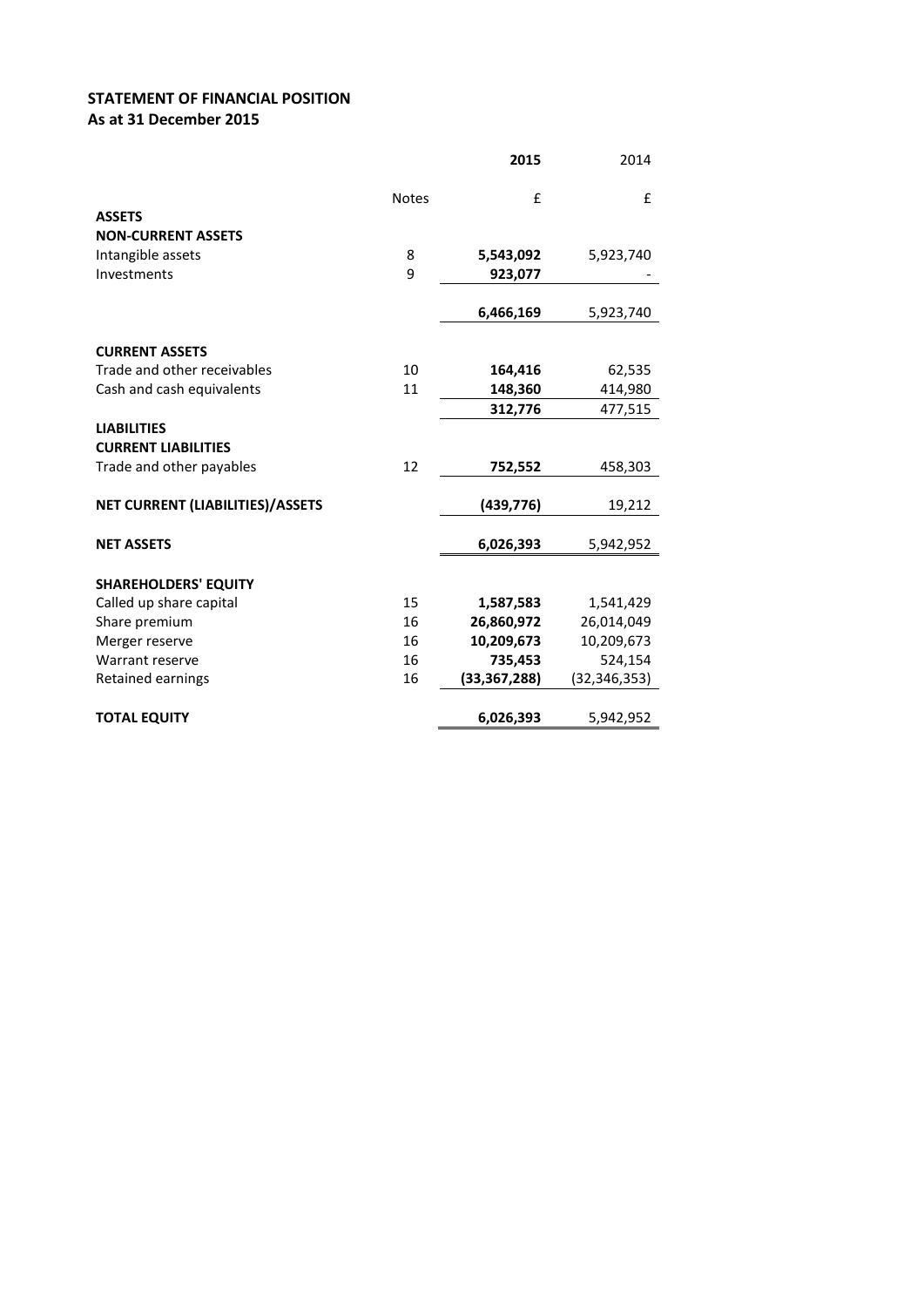## STATEMENT OF FINANCIAL POSITION
## As at 31 December 2015

| | Notes | **2015** | 2014 |
|---|---|---|---|
| | | £ | £ |
| **ASSETS** | | | |
| **NON-CURRENT ASSETS** | | | |
| Intangible assets | 8 | **5,543,092** | 5,923,740 |
| Investments | 9 | **923,077** | - |
| | | **6,466,169** | 5,923,740 |
| **CURRENT ASSETS** | | | |
| Trade and other receivables | 10 | **164,416** | 62,535 |
| Cash and cash equivalents | 11 | **148,360** | 414,980 |
| | | **312,776** | 477,515 |
| **LIABILITIES** | | | |
| **CURRENT LIABILITIES** | | | |
| Trade and other payables | 12 | **752,552** | 458,303 |
| **NET CURRENT (LIABILITIES)/ASSETS** | | **(439,776)** | 19,212 |
| **NET ASSETS** | | **6,026,393** | 5,942,952 |
| **SHAREHOLDERS' EQUITY** | | | |
| Called up share capital | 15 | **1,587,583** | 1,541,429 |
| Share premium | 16 | **26,860,972** | 26,014,049 |
| Merger reserve | 16 | **10,209,673** | 10,209,673 |
| Warrant reserve | 16 | **735,453** | 524,154 |
| Retained earnings | 16 | **(33,367,288)** | (32,346,353) |
| **TOTAL EQUITY** | | **6,026,393** | 5,942,952 |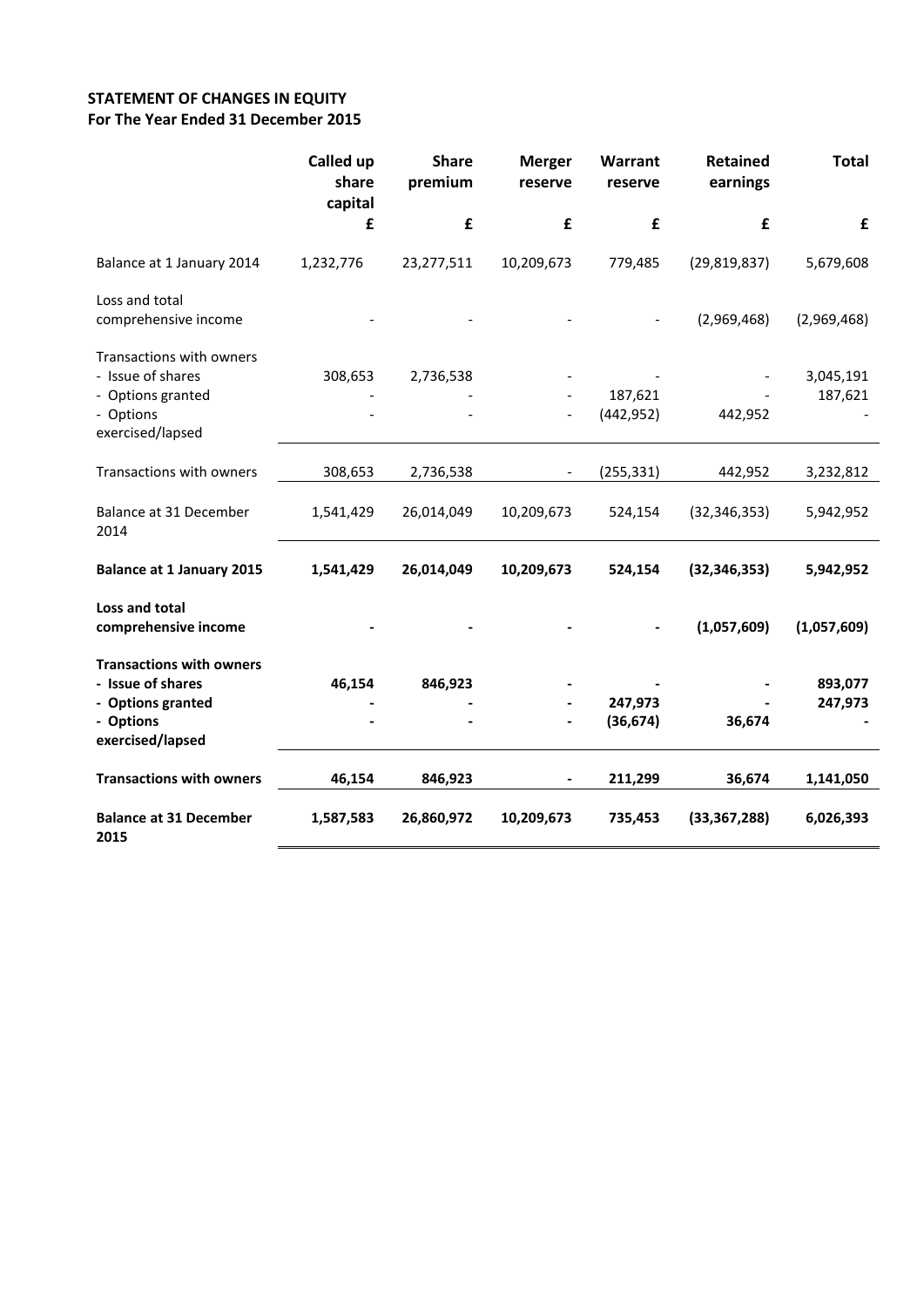**STATEMENT OF CHANGES IN EQUITY**
**For The Year Ended 31 December 2015**

| | Called up share capital | Share premium | Merger reserve | Warrant reserve | Retained earnings | Total |
|---|---|---|---|---|---|---|
| | £ | £ | £ | £ | £ | £ |
| Balance at 1 January 2014 | 1,232,776 | 23,277,511 | 10,209,673 | 779,485 | (29,819,837) | 5,679,608 |
| Loss and total comprehensive income | - | - | - | - | (2,969,468) | (2,969,468) |
| Transactions with owners | | | | | | |
| - Issue of shares | 308,653 | 2,736,538 | - | - | - | 3,045,191 |
| - Options granted | - | - | - | 187,621 | - | 187,621 |
| - Options exercised/lapsed | - | - | - | (442,952) | 442,952 | - |
| Transactions with owners | 308,653 | 2,736,538 | - | (255,331) | 442,952 | 3,232,812 |
| Balance at 31 December 2014 | 1,541,429 | 26,014,049 | 10,209,673 | 524,154 | (32,346,353) | 5,942,952 |
| **Balance at 1 January 2015** | **1,541,429** | **26,014,049** | **10,209,673** | **524,154** | **(32,346,353)** | **5,942,952** |
| **Loss and total comprehensive income** | **-** | **-** | **-** | **-** | **(1,057,609)** | **(1,057,609)** |
| **Transactions with owners** | | | | | | |
| **- Issue of shares** | **46,154** | **846,923** | **-** | **-** | **-** | **893,077** |
| **- Options granted** | **-** | **-** | **-** | **247,973** | **-** | **247,973** |
| **- Options exercised/lapsed** | **-** | **-** | **-** | **(36,674)** | **36,674** | **-** |
| **Transactions with owners** | **46,154** | **846,923** | **-** | **211,299** | **36,674** | **1,141,050** |
| **Balance at 31 December 2015** | **1,587,583** | **26,860,972** | **10,209,673** | **735,453** | **(33,367,288)** | **6,026,393** |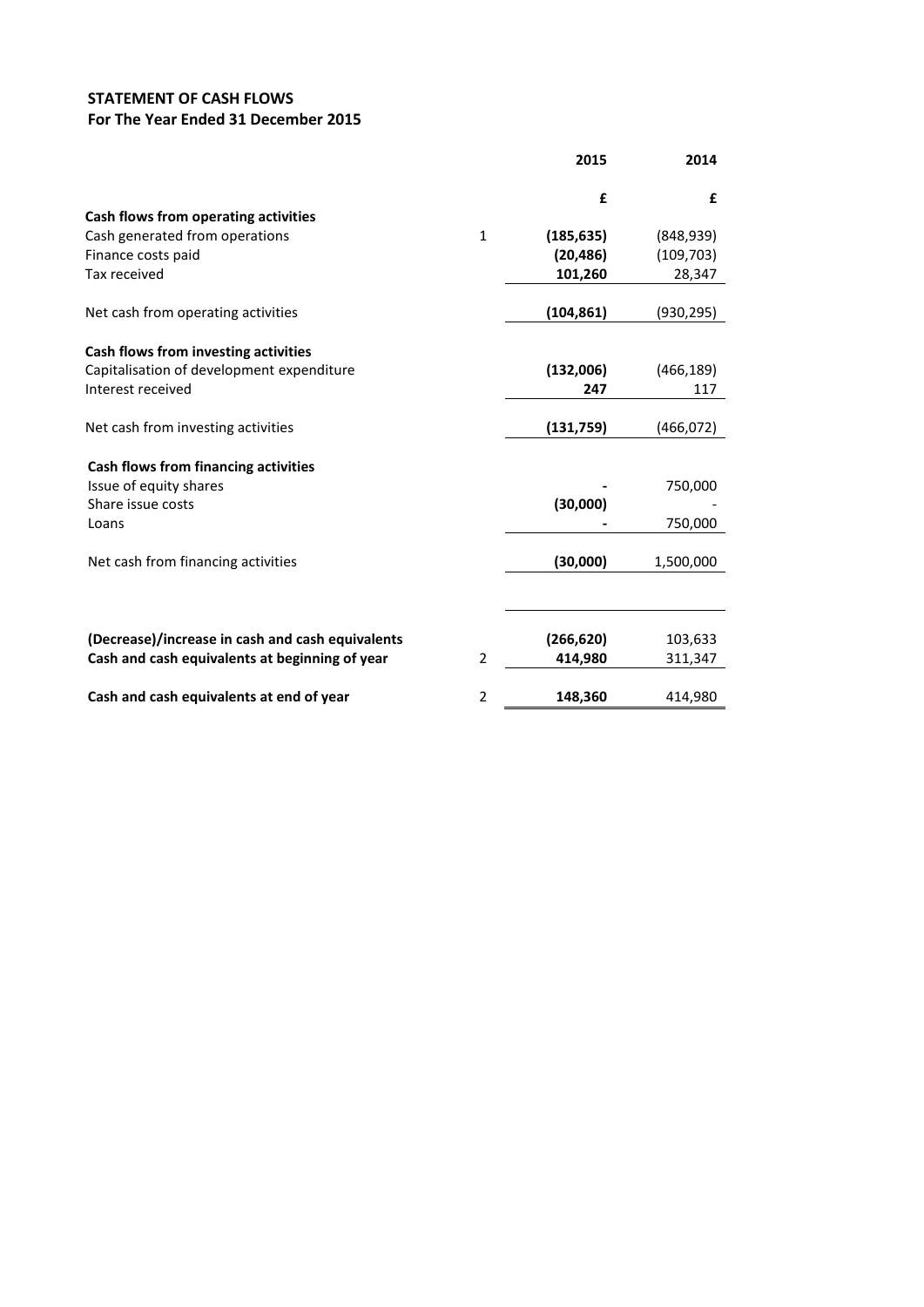## STATEMENT OF CASH FLOWS
## For The Year Ended 31 December 2015

| | Note | 2015 | 2014 |
|---|---|---|---|
| | | **£** | **£** |
| **Cash flows from operating activities** | | | |
| Cash generated from operations | 1 | **(185,635)** | (848,939) |
| Finance costs paid | | **(20,486)** | (109,703) |
| Tax received | | **101,260** | 28,347 |
| Net cash from operating activities | | **(104,861)** | (930,295) |
| **Cash flows from investing activities** | | | |
| Capitalisation of development expenditure | | **(132,006)** | (466,189) |
| Interest received | | **247** | 117 |
| Net cash from investing activities | | **(131,759)** | (466,072) |
| **Cash flows from financing activities** | | | |
| Issue of equity shares | | **-** | 750,000 |
| Share issue costs | | **(30,000)** | - |
| Loans | | **-** | 750,000 |
| Net cash from financing activities | | **(30,000)** | 1,500,000 |
| **(Decrease)/increase in cash and cash equivalents** | | **(266,620)** | 103,633 |
| **Cash and cash equivalents at beginning of year** | 2 | **414,980** | 311,347 |
| **Cash and cash equivalents at end of year** | 2 | **148,360** | 414,980 |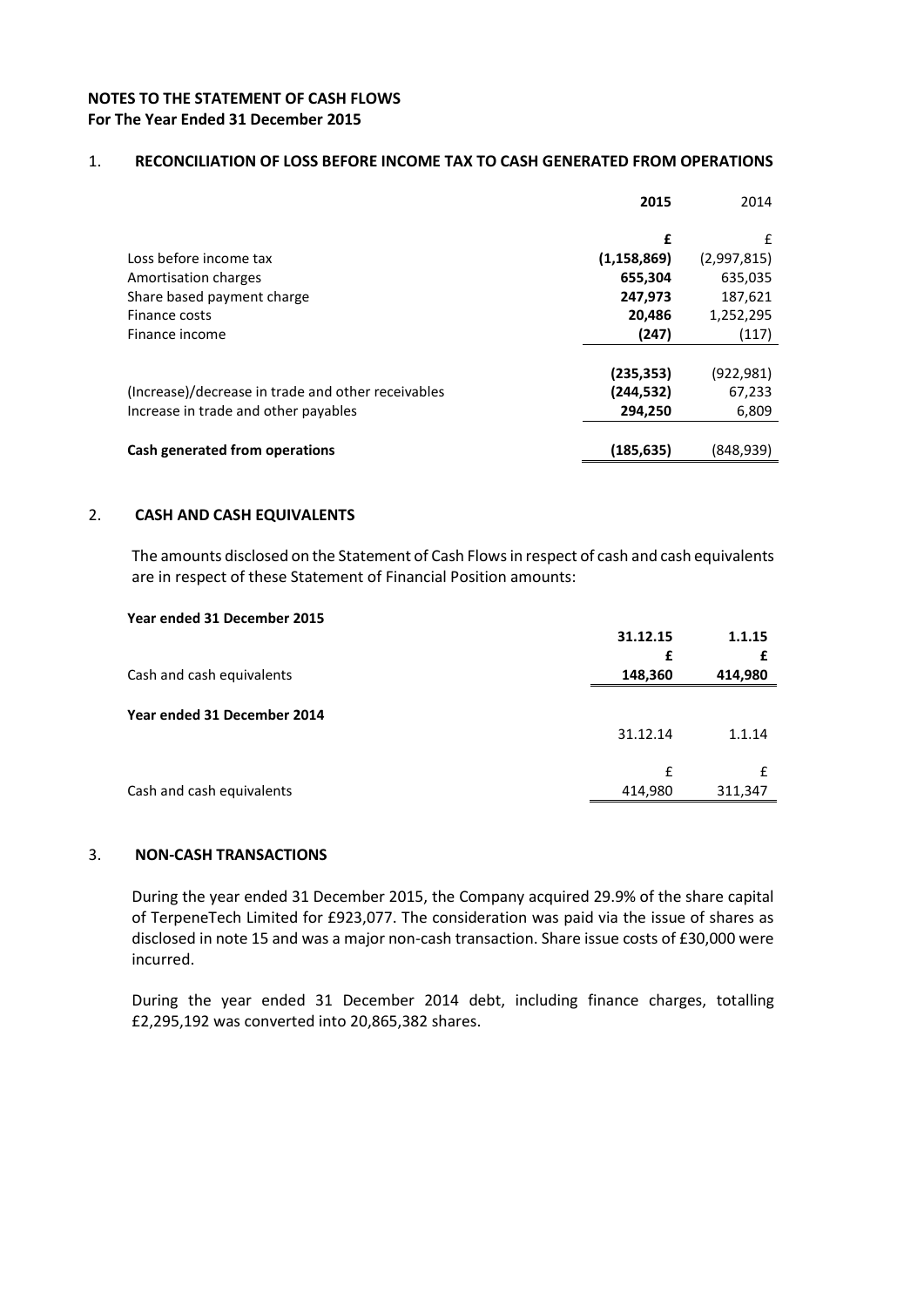**NOTES TO THE STATEMENT OF CASH FLOWS**
**For The Year Ended 31 December 2015**

## 1. RECONCILIATION OF LOSS BEFORE INCOME TAX TO CASH GENERATED FROM OPERATIONS

| | **2015** | 2014 |
|---|---|---|
| | **£** | £ |
| Loss before income tax | **(1,158,869)** | (2,997,815) |
| Amortisation charges | **655,304** | 635,035 |
| Share based payment charge | **247,973** | 187,621 |
| Finance costs | **20,486** | 1,252,295 |
| Finance income | **(247)** | (117) |
| | **(235,353)** | (922,981) |
| (Increase)/decrease in trade and other receivables | **(244,532)** | 67,233 |
| Increase in trade and other payables | **294,250** | 6,809 |
| **Cash generated from operations** | **(185,635)** | (848,939) |

## 2. CASH AND CASH EQUIVALENTS

The amounts disclosed on the Statement of Cash Flows in respect of cash and cash equivalents are in respect of these Statement of Financial Position amounts:

**Year ended 31 December 2015**

| | **31.12.15** | **1.1.15** |
|---|---|---|
| | **£** | **£** |
| Cash and cash equivalents | **148,360** | **414,980** |

**Year ended 31 December 2014**

| | 31.12.14 | 1.1.14 |
|---|---|---|
| | £ | £ |
| Cash and cash equivalents | 414,980 | 311,347 |

## 3. NON-CASH TRANSACTIONS

During the year ended 31 December 2015, the Company acquired 29.9% of the share capital of TerpeneTech Limited for £923,077. The consideration was paid via the issue of shares as disclosed in note 15 and was a major non-cash transaction. Share issue costs of £30,000 were incurred.

During the year ended 31 December 2014 debt, including finance charges, totalling £2,295,192 was converted into 20,865,382 shares.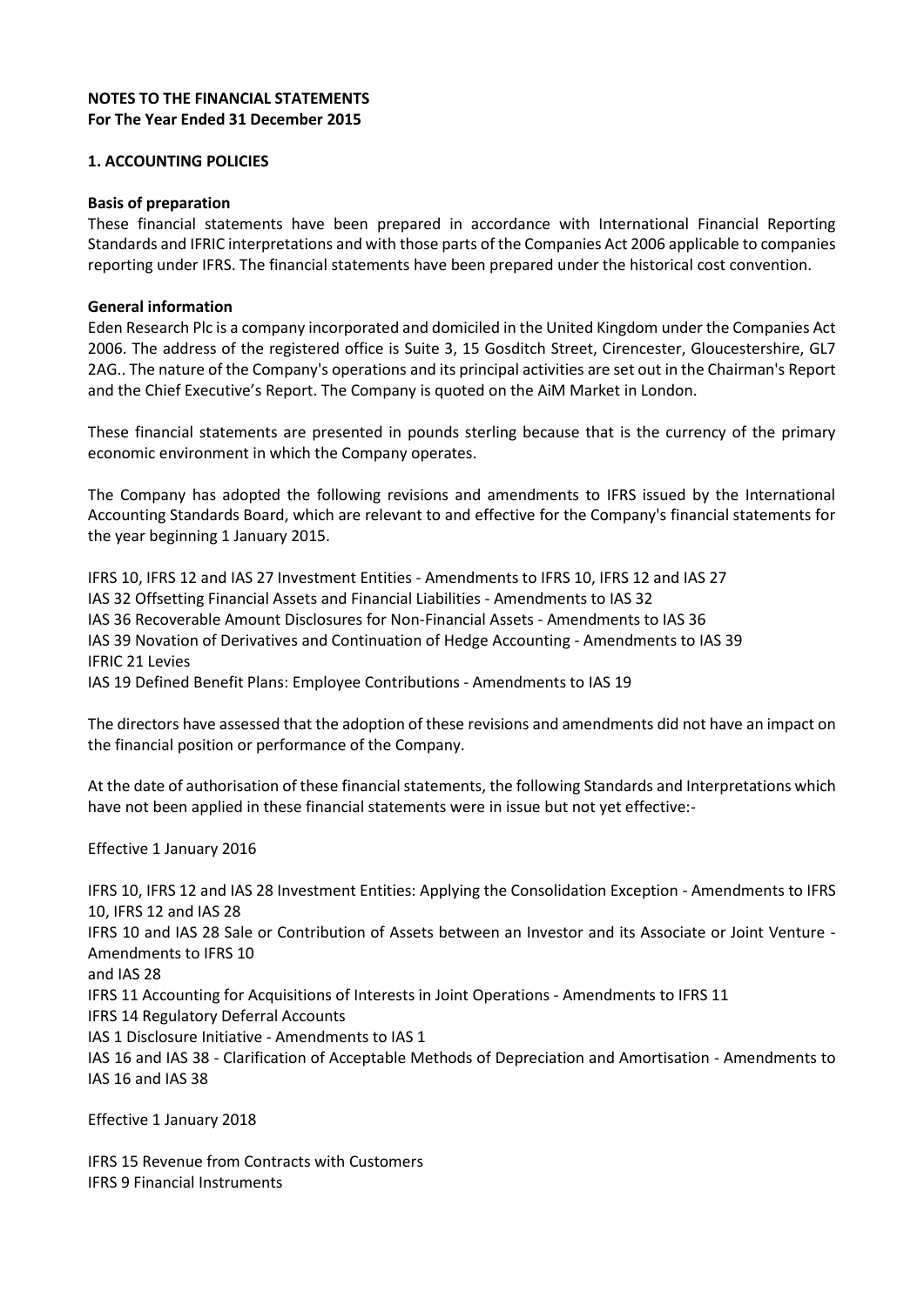**NOTES TO THE FINANCIAL STATEMENTS**
**For The Year Ended 31 December 2015**

**1. ACCOUNTING POLICIES**

**Basis of preparation**

These financial statements have been prepared in accordance with International Financial Reporting Standards and IFRIC interpretations and with those parts of the Companies Act 2006 applicable to companies reporting under IFRS. The financial statements have been prepared under the historical cost convention.

**General information**

Eden Research Plc is a company incorporated and domiciled in the United Kingdom under the Companies Act 2006. The address of the registered office is Suite 3, 15 Gosditch Street, Cirencester, Gloucestershire, GL7 2AG.. The nature of the Company's operations and its principal activities are set out in the Chairman's Report and the Chief Executive's Report. The Company is quoted on the AiM Market in London.

These financial statements are presented in pounds sterling because that is the currency of the primary economic environment in which the Company operates.

The Company has adopted the following revisions and amendments to IFRS issued by the International Accounting Standards Board, which are relevant to and effective for the Company's financial statements for the year beginning 1 January 2015.

IFRS 10, IFRS 12 and IAS 27 Investment Entities - Amendments to IFRS 10, IFRS 12 and IAS 27
IAS 32 Offsetting Financial Assets and Financial Liabilities - Amendments to IAS 32
IAS 36 Recoverable Amount Disclosures for Non-Financial Assets - Amendments to IAS 36
IAS 39 Novation of Derivatives and Continuation of Hedge Accounting - Amendments to IAS 39
IFRIC 21 Levies
IAS 19 Defined Benefit Plans: Employee Contributions - Amendments to IAS 19

The directors have assessed that the adoption of these revisions and amendments did not have an impact on the financial position or performance of the Company.

At the date of authorisation of these financial statements, the following Standards and Interpretations which have not been applied in these financial statements were in issue but not yet effective:-

Effective 1 January 2016

IFRS 10, IFRS 12 and IAS 28 Investment Entities: Applying the Consolidation Exception - Amendments to IFRS 10, IFRS 12 and IAS 28
IFRS 10 and IAS 28 Sale or Contribution of Assets between an Investor and its Associate or Joint Venture - Amendments to IFRS 10
and IAS 28
IFRS 11 Accounting for Acquisitions of Interests in Joint Operations - Amendments to IFRS 11
IFRS 14 Regulatory Deferral Accounts
IAS 1 Disclosure Initiative - Amendments to IAS 1
IAS 16 and IAS 38 - Clarification of Acceptable Methods of Depreciation and Amortisation - Amendments to IAS 16 and IAS 38

Effective 1 January 2018

IFRS 15 Revenue from Contracts with Customers
IFRS 9 Financial Instruments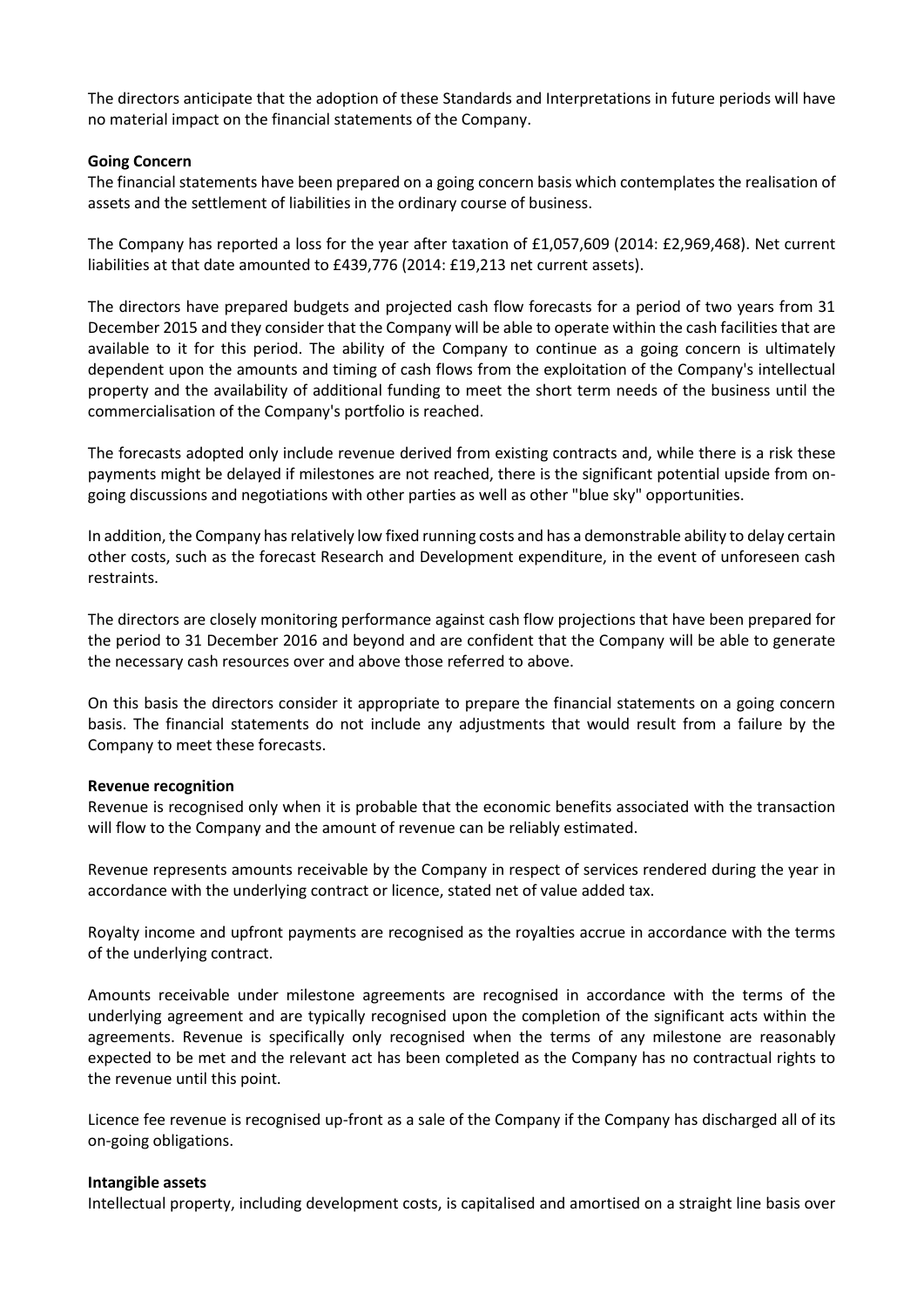The directors anticipate that the adoption of these Standards and Interpretations in future periods will have no material impact on the financial statements of the Company.

**Going Concern**

The financial statements have been prepared on a going concern basis which contemplates the realisation of assets and the settlement of liabilities in the ordinary course of business.

The Company has reported a loss for the year after taxation of £1,057,609 (2014: £2,969,468). Net current liabilities at that date amounted to £439,776 (2014: £19,213 net current assets).

The directors have prepared budgets and projected cash flow forecasts for a period of two years from 31 December 2015 and they consider that the Company will be able to operate within the cash facilities that are available to it for this period. The ability of the Company to continue as a going concern is ultimately dependent upon the amounts and timing of cash flows from the exploitation of the Company's intellectual property and the availability of additional funding to meet the short term needs of the business until the commercialisation of the Company's portfolio is reached.

The forecasts adopted only include revenue derived from existing contracts and, while there is a risk these payments might be delayed if milestones are not reached, there is the significant potential upside from on-going discussions and negotiations with other parties as well as other "blue sky" opportunities.

In addition, the Company has relatively low fixed running costs and has a demonstrable ability to delay certain other costs, such as the forecast Research and Development expenditure, in the event of unforeseen cash restraints.

The directors are closely monitoring performance against cash flow projections that have been prepared for the period to 31 December 2016 and beyond and are confident that the Company will be able to generate the necessary cash resources over and above those referred to above.

On this basis the directors consider it appropriate to prepare the financial statements on a going concern basis. The financial statements do not include any adjustments that would result from a failure by the Company to meet these forecasts.

**Revenue recognition**

Revenue is recognised only when it is probable that the economic benefits associated with the transaction will flow to the Company and the amount of revenue can be reliably estimated.

Revenue represents amounts receivable by the Company in respect of services rendered during the year in accordance with the underlying contract or licence, stated net of value added tax.

Royalty income and upfront payments are recognised as the royalties accrue in accordance with the terms of the underlying contract.

Amounts receivable under milestone agreements are recognised in accordance with the terms of the underlying agreement and are typically recognised upon the completion of the significant acts within the agreements. Revenue is specifically only recognised when the terms of any milestone are reasonably expected to be met and the relevant act has been completed as the Company has no contractual rights to the revenue until this point.

Licence fee revenue is recognised up-front as a sale of the Company if the Company has discharged all of its on-going obligations.

**Intangible assets**

Intellectual property, including development costs, is capitalised and amortised on a straight line basis over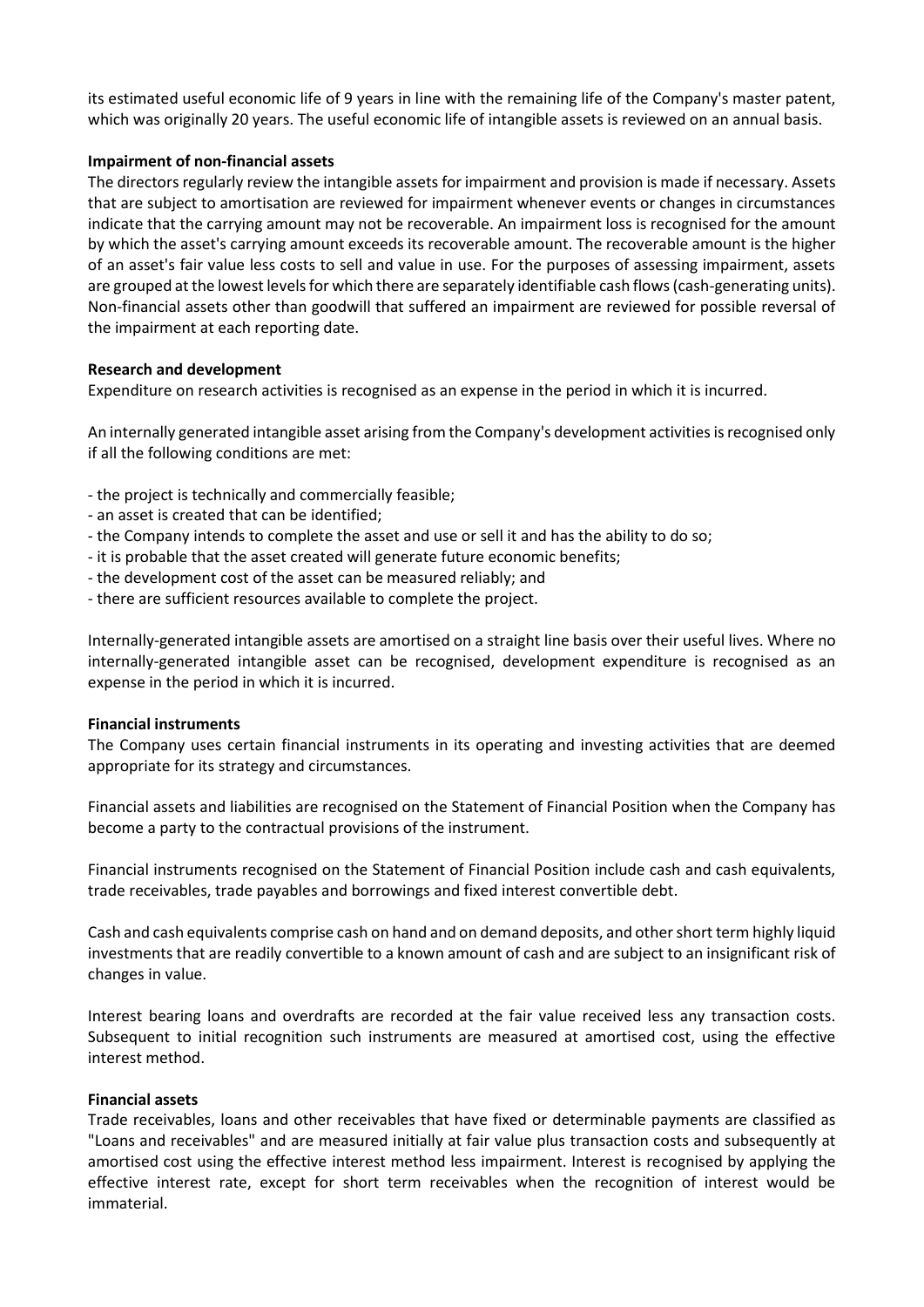its estimated useful economic life of 9 years in line with the remaining life of the Company's master patent, which was originally 20 years. The useful economic life of intangible assets is reviewed on an annual basis.

**Impairment of non-financial assets**

The directors regularly review the intangible assets for impairment and provision is made if necessary. Assets that are subject to amortisation are reviewed for impairment whenever events or changes in circumstances indicate that the carrying amount may not be recoverable. An impairment loss is recognised for the amount by which the asset's carrying amount exceeds its recoverable amount. The recoverable amount is the higher of an asset's fair value less costs to sell and value in use. For the purposes of assessing impairment, assets are grouped at the lowest levels for which there are separately identifiable cash flows (cash-generating units). Non-financial assets other than goodwill that suffered an impairment are reviewed for possible reversal of the impairment at each reporting date.

**Research and development**

Expenditure on research activities is recognised as an expense in the period in which it is incurred.

An internally generated intangible asset arising from the Company's development activities is recognised only if all the following conditions are met:

- the project is technically and commercially feasible;
- an asset is created that can be identified;
- the Company intends to complete the asset and use or sell it and has the ability to do so;
- it is probable that the asset created will generate future economic benefits;
- the development cost of the asset can be measured reliably; and
- there are sufficient resources available to complete the project.

Internally-generated intangible assets are amortised on a straight line basis over their useful lives. Where no internally-generated intangible asset can be recognised, development expenditure is recognised as an expense in the period in which it is incurred.

**Financial instruments**

The Company uses certain financial instruments in its operating and investing activities that are deemed appropriate for its strategy and circumstances.

Financial assets and liabilities are recognised on the Statement of Financial Position when the Company has become a party to the contractual provisions of the instrument.

Financial instruments recognised on the Statement of Financial Position include cash and cash equivalents, trade receivables, trade payables and borrowings and fixed interest convertible debt.

Cash and cash equivalents comprise cash on hand and on demand deposits, and other short term highly liquid investments that are readily convertible to a known amount of cash and are subject to an insignificant risk of changes in value.

Interest bearing loans and overdrafts are recorded at the fair value received less any transaction costs. Subsequent to initial recognition such instruments are measured at amortised cost, using the effective interest method.

**Financial assets**

Trade receivables, loans and other receivables that have fixed or determinable payments are classified as "Loans and receivables" and are measured initially at fair value plus transaction costs and subsequently at amortised cost using the effective interest method less impairment. Interest is recognised by applying the effective interest rate, except for short term receivables when the recognition of interest would be immaterial.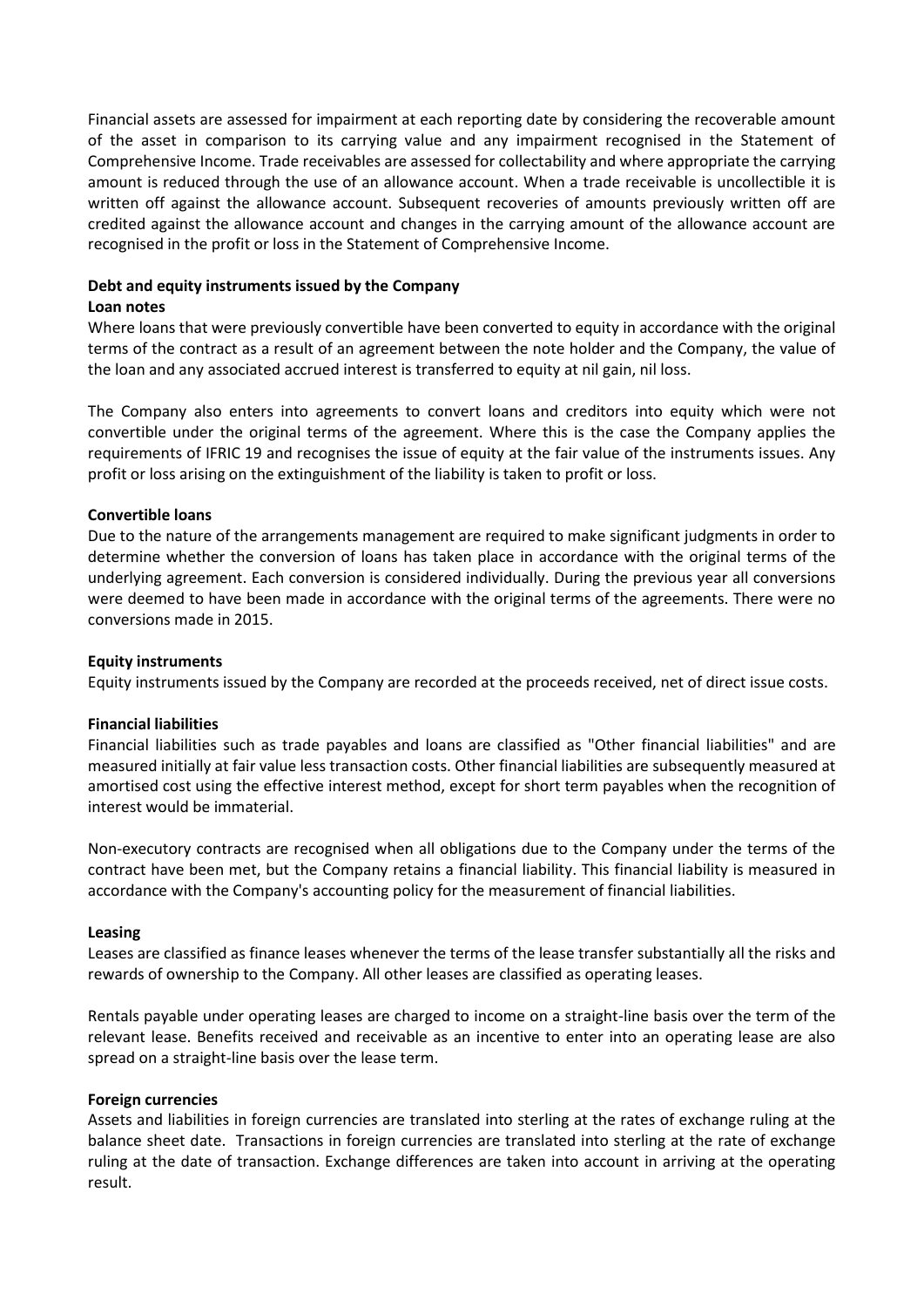Financial assets are assessed for impairment at each reporting date by considering the recoverable amount of the asset in comparison to its carrying value and any impairment recognised in the Statement of Comprehensive Income. Trade receivables are assessed for collectability and where appropriate the carrying amount is reduced through the use of an allowance account. When a trade receivable is uncollectible it is written off against the allowance account. Subsequent recoveries of amounts previously written off are credited against the allowance account and changes in the carrying amount of the allowance account are recognised in the profit or loss in the Statement of Comprehensive Income.

**Debt and equity instruments issued by the Company**

**Loan notes**

Where loans that were previously convertible have been converted to equity in accordance with the original terms of the contract as a result of an agreement between the note holder and the Company, the value of the loan and any associated accrued interest is transferred to equity at nil gain, nil loss.

The Company also enters into agreements to convert loans and creditors into equity which were not convertible under the original terms of the agreement. Where this is the case the Company applies the requirements of IFRIC 19 and recognises the issue of equity at the fair value of the instruments issues. Any profit or loss arising on the extinguishment of the liability is taken to profit or loss.

**Convertible loans**

Due to the nature of the arrangements management are required to make significant judgments in order to determine whether the conversion of loans has taken place in accordance with the original terms of the underlying agreement. Each conversion is considered individually. During the previous year all conversions were deemed to have been made in accordance with the original terms of the agreements. There were no conversions made in 2015.

**Equity instruments**

Equity instruments issued by the Company are recorded at the proceeds received, net of direct issue costs.

**Financial liabilities**

Financial liabilities such as trade payables and loans are classified as "Other financial liabilities" and are measured initially at fair value less transaction costs. Other financial liabilities are subsequently measured at amortised cost using the effective interest method, except for short term payables when the recognition of interest would be immaterial.

Non-executory contracts are recognised when all obligations due to the Company under the terms of the contract have been met, but the Company retains a financial liability. This financial liability is measured in accordance with the Company's accounting policy for the measurement of financial liabilities.

**Leasing**

Leases are classified as finance leases whenever the terms of the lease transfer substantially all the risks and rewards of ownership to the Company. All other leases are classified as operating leases.

Rentals payable under operating leases are charged to income on a straight-line basis over the term of the relevant lease. Benefits received and receivable as an incentive to enter into an operating lease are also spread on a straight-line basis over the lease term.

**Foreign currencies**

Assets and liabilities in foreign currencies are translated into sterling at the rates of exchange ruling at the balance sheet date. Transactions in foreign currencies are translated into sterling at the rate of exchange ruling at the date of transaction. Exchange differences are taken into account in arriving at the operating result.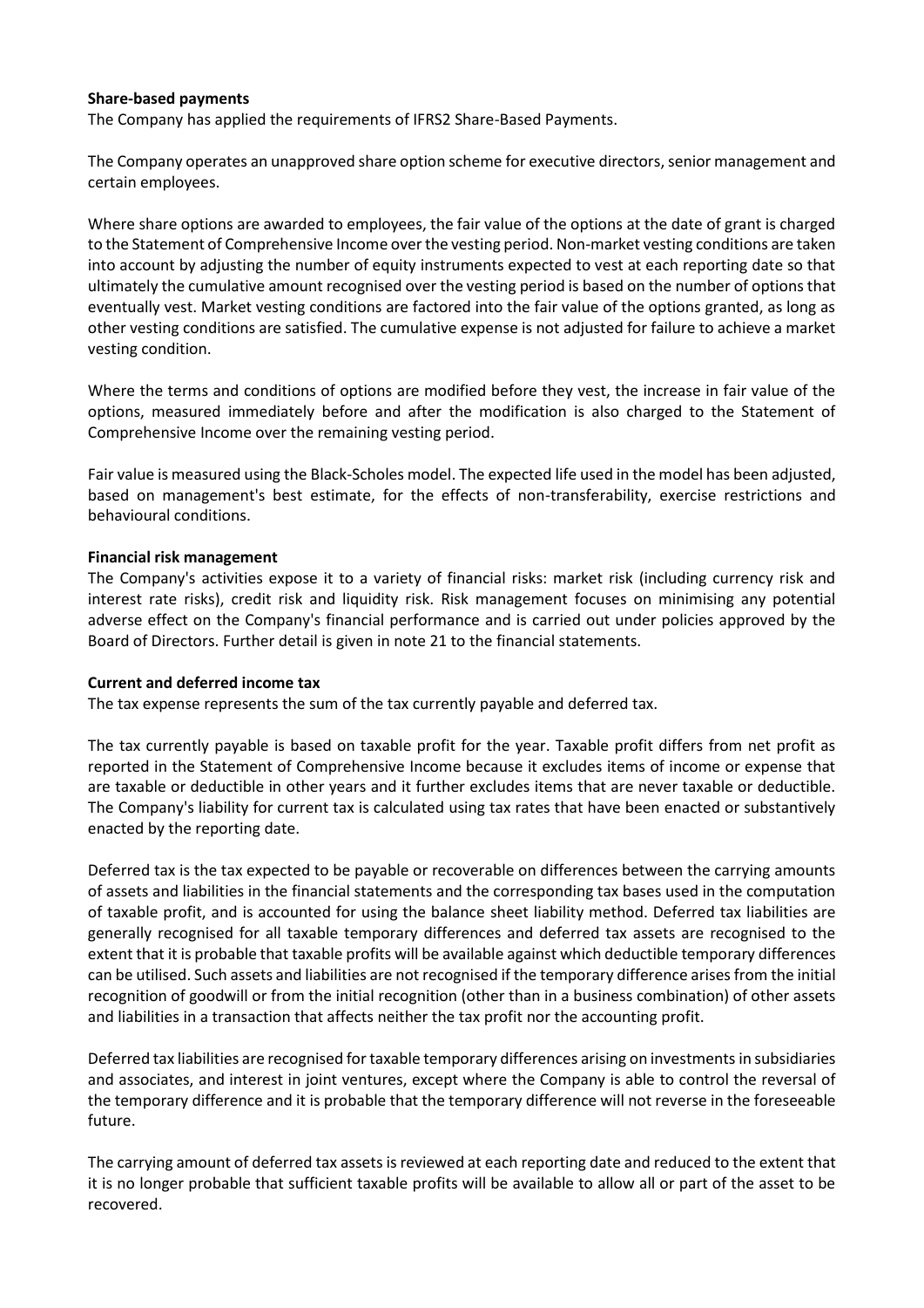**Share-based payments**

The Company has applied the requirements of IFRS2 Share-Based Payments.

The Company operates an unapproved share option scheme for executive directors, senior management and certain employees.

Where share options are awarded to employees, the fair value of the options at the date of grant is charged to the Statement of Comprehensive Income over the vesting period. Non-market vesting conditions are taken into account by adjusting the number of equity instruments expected to vest at each reporting date so that ultimately the cumulative amount recognised over the vesting period is based on the number of options that eventually vest. Market vesting conditions are factored into the fair value of the options granted, as long as other vesting conditions are satisfied. The cumulative expense is not adjusted for failure to achieve a market vesting condition.

Where the terms and conditions of options are modified before they vest, the increase in fair value of the options, measured immediately before and after the modification is also charged to the Statement of Comprehensive Income over the remaining vesting period.

Fair value is measured using the Black-Scholes model. The expected life used in the model has been adjusted, based on management's best estimate, for the effects of non-transferability, exercise restrictions and behavioural conditions.

**Financial risk management**

The Company's activities expose it to a variety of financial risks: market risk (including currency risk and interest rate risks), credit risk and liquidity risk. Risk management focuses on minimising any potential adverse effect on the Company's financial performance and is carried out under policies approved by the Board of Directors. Further detail is given in note 21 to the financial statements.

**Current and deferred income tax**

The tax expense represents the sum of the tax currently payable and deferred tax.

The tax currently payable is based on taxable profit for the year. Taxable profit differs from net profit as reported in the Statement of Comprehensive Income because it excludes items of income or expense that are taxable or deductible in other years and it further excludes items that are never taxable or deductible. The Company's liability for current tax is calculated using tax rates that have been enacted or substantively enacted by the reporting date.

Deferred tax is the tax expected to be payable or recoverable on differences between the carrying amounts of assets and liabilities in the financial statements and the corresponding tax bases used in the computation of taxable profit, and is accounted for using the balance sheet liability method. Deferred tax liabilities are generally recognised for all taxable temporary differences and deferred tax assets are recognised to the extent that it is probable that taxable profits will be available against which deductible temporary differences can be utilised. Such assets and liabilities are not recognised if the temporary difference arises from the initial recognition of goodwill or from the initial recognition (other than in a business combination) of other assets and liabilities in a transaction that affects neither the tax profit nor the accounting profit.

Deferred tax liabilities are recognised for taxable temporary differences arising on investments in subsidiaries and associates, and interest in joint ventures, except where the Company is able to control the reversal of the temporary difference and it is probable that the temporary difference will not reverse in the foreseeable future.

The carrying amount of deferred tax assets is reviewed at each reporting date and reduced to the extent that it is no longer probable that sufficient taxable profits will be available to allow all or part of the asset to be recovered.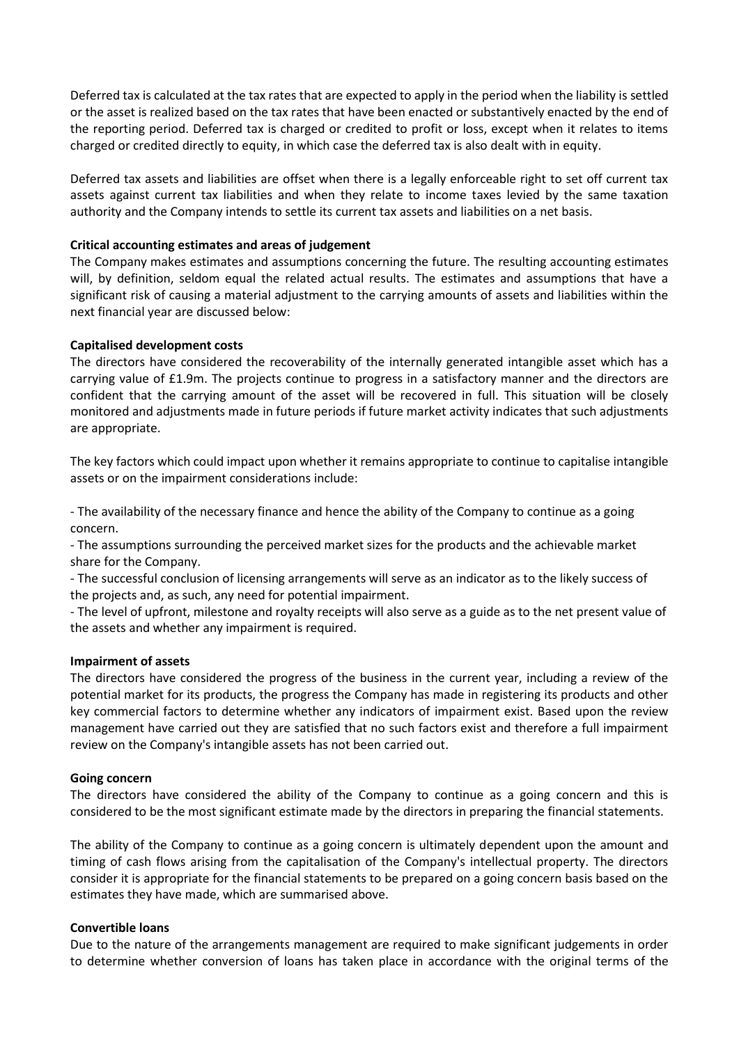Deferred tax is calculated at the tax rates that are expected to apply in the period when the liability is settled or the asset is realized based on the tax rates that have been enacted or substantively enacted by the end of the reporting period. Deferred tax is charged or credited to profit or loss, except when it relates to items charged or credited directly to equity, in which case the deferred tax is also dealt with in equity.

Deferred tax assets and liabilities are offset when there is a legally enforceable right to set off current tax assets against current tax liabilities and when they relate to income taxes levied by the same taxation authority and the Company intends to settle its current tax assets and liabilities on a net basis.

**Critical accounting estimates and areas of judgement**

The Company makes estimates and assumptions concerning the future. The resulting accounting estimates will, by definition, seldom equal the related actual results. The estimates and assumptions that have a significant risk of causing a material adjustment to the carrying amounts of assets and liabilities within the next financial year are discussed below:

**Capitalised development costs**

The directors have considered the recoverability of the internally generated intangible asset which has a carrying value of £1.9m. The projects continue to progress in a satisfactory manner and the directors are confident that the carrying amount of the asset will be recovered in full. This situation will be closely monitored and adjustments made in future periods if future market activity indicates that such adjustments are appropriate.

The key factors which could impact upon whether it remains appropriate to continue to capitalise intangible assets or on the impairment considerations include:

- The availability of the necessary finance and hence the ability of the Company to continue as a going concern.
- The assumptions surrounding the perceived market sizes for the products and the achievable market share for the Company.
- The successful conclusion of licensing arrangements will serve as an indicator as to the likely success of the projects and, as such, any need for potential impairment.
- The level of upfront, milestone and royalty receipts will also serve as a guide as to the net present value of the assets and whether any impairment is required.

**Impairment of assets**

The directors have considered the progress of the business in the current year, including a review of the potential market for its products, the progress the Company has made in registering its products and other key commercial factors to determine whether any indicators of impairment exist. Based upon the review management have carried out they are satisfied that no such factors exist and therefore a full impairment review on the Company's intangible assets has not been carried out.

**Going concern**

The directors have considered the ability of the Company to continue as a going concern and this is considered to be the most significant estimate made by the directors in preparing the financial statements.

The ability of the Company to continue as a going concern is ultimately dependent upon the amount and timing of cash flows arising from the capitalisation of the Company's intellectual property. The directors consider it is appropriate for the financial statements to be prepared on a going concern basis based on the estimates they have made, which are summarised above.

**Convertible loans**

Due to the nature of the arrangements management are required to make significant judgements in order to determine whether conversion of loans has taken place in accordance with the original terms of the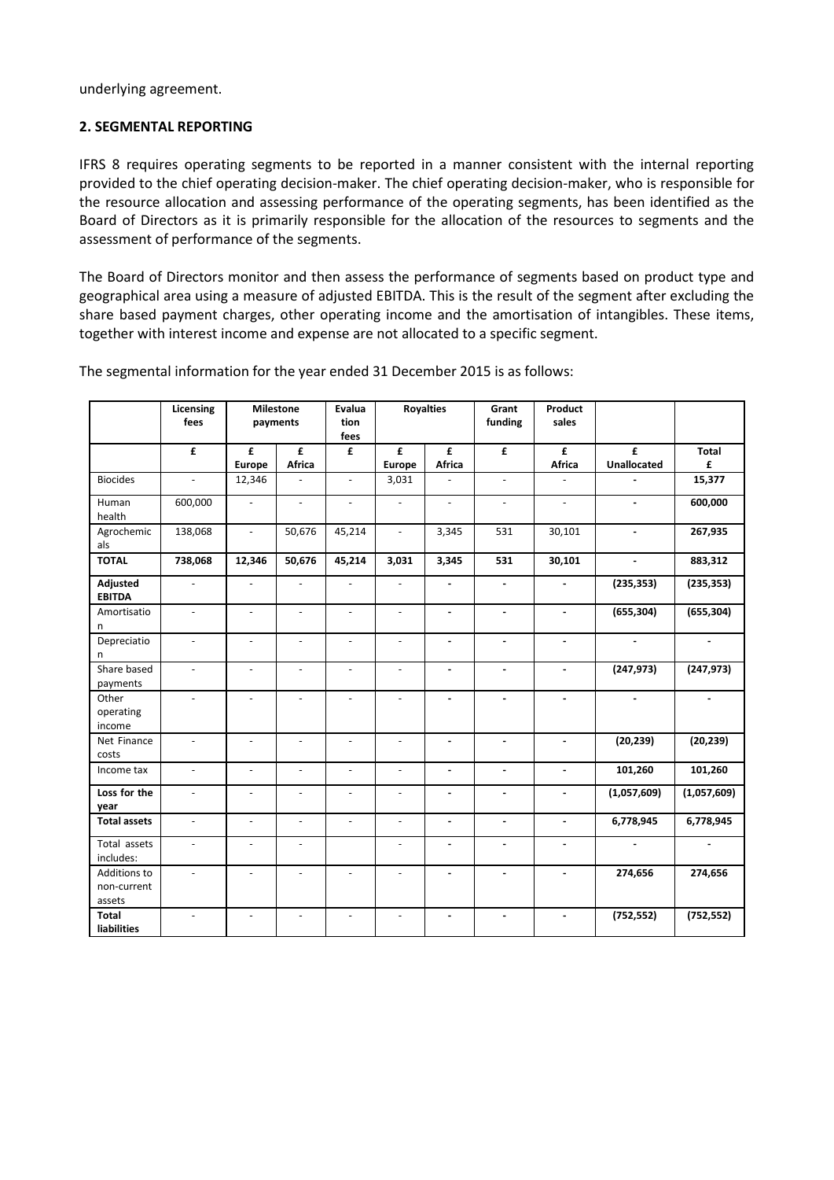underlying agreement.

**2. SEGMENTAL REPORTING**

IFRS 8 requires operating segments to be reported in a manner consistent with the internal reporting provided to the chief operating decision-maker. The chief operating decision-maker, who is responsible for the resource allocation and assessing performance of the operating segments, has been identified as the Board of Directors as it is primarily responsible for the allocation of the resources to segments and the assessment of performance of the segments.

The Board of Directors monitor and then assess the performance of segments based on product type and geographical area using a measure of adjusted EBITDA. This is the result of the segment after excluding the share based payment charges, other operating income and the amortisation of intangibles. These items, together with interest income and expense are not allocated to a specific segment.

The segmental information for the year ended 31 December 2015 is as follows:

| | **Licensing fees** | **Milestone payments** | | **Evaluation fees** | **Royalties** | | **Grant funding** | **Product sales** | | |
|---|---|---|---|---|---|---|---|---|---|---|
| | **£** | **£ Europe** | **£ Africa** | **£** | **£ Europe** | **£ Africa** | **£** | **£ Africa** | **£ Unallocated** | **Total £** |
| Biocides | - | 12,346 | - | - | 3,031 | - | - | - | - | **15,377** |
| Human health | 600,000 | - | - | - | - | - | - | - | - | **600,000** |
| Agrochemicals | 138,068 | - | 50,676 | 45,214 | - | 3,345 | 531 | 30,101 | - | **267,935** |
| **TOTAL** | **738,068** | **12,346** | **50,676** | **45,214** | **3,031** | **3,345** | **531** | **30,101** | **-** | **883,312** |
| **Adjusted EBITDA** | - | - | - | - | - | - | - | - | **(235,353)** | **(235,353)** |
| Amortisation | - | - | - | - | - | - | - | - | **(655,304)** | **(655,304)** |
| Depreciation | - | - | - | - | - | - | - | - | - | - |
| Share based payments | - | - | - | - | - | - | - | - | **(247,973)** | **(247,973)** |
| Other operating income | - | - | - | - | - | - | - | - | - | - |
| Net Finance costs | - | - | - | - | - | - | - | - | **(20,239)** | **(20,239)** |
| Income tax | - | - | - | - | - | - | - | - | **101,260** | **101,260** |
| **Loss for the year** | - | - | - | - | - | - | - | - | **(1,057,609)** | **(1,057,609)** |
| **Total assets** | - | - | - | - | - | - | - | - | **6,778,945** | **6,778,945** |
| Total assets includes: | - | - | - | | - | - | - | - | - | - |
| Additions to non-current assets | - | - | - | - | - | - | - | - | **274,656** | **274,656** |
| **Total liabilities** | - | - | - | - | - | - | - | - | **(752,552)** | **(752,552)** |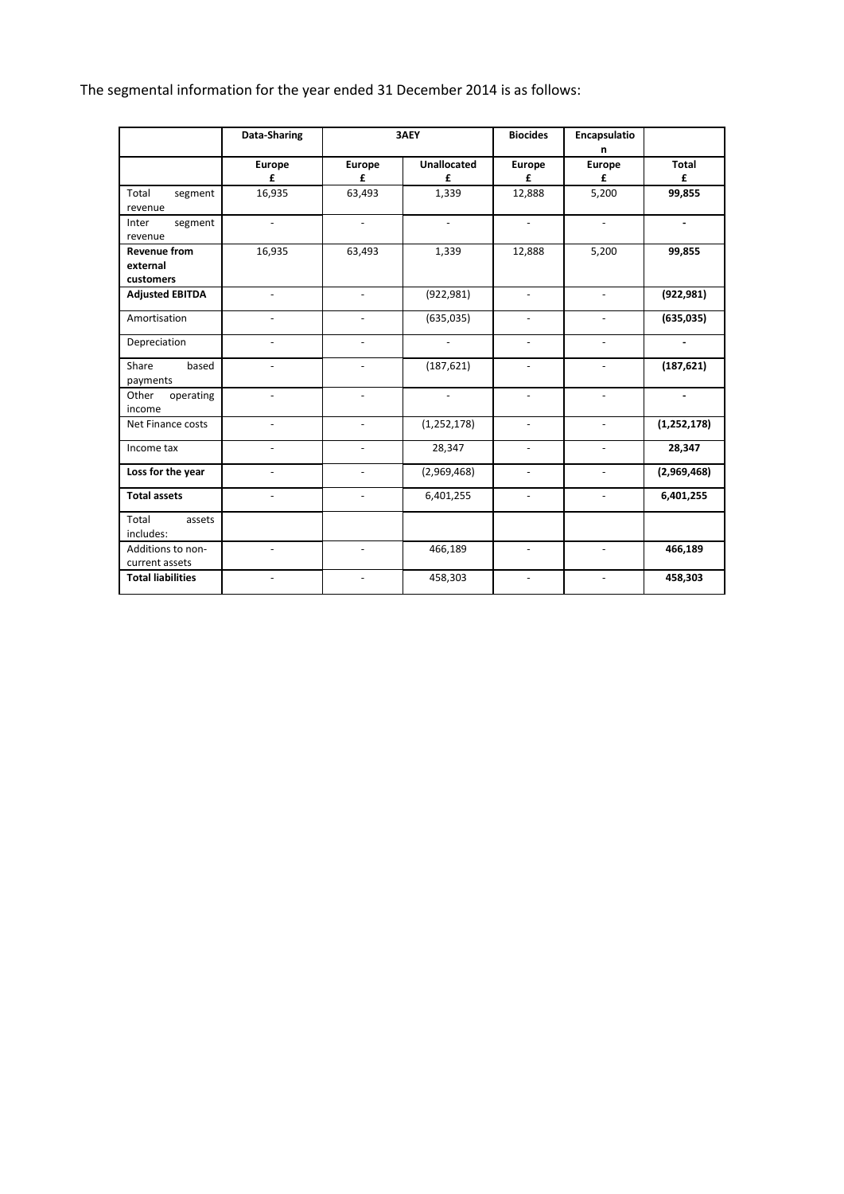The segmental information for the year ended 31 December 2014 is as follows:

| | Data-Sharing | 3AEY | | Biocides | Encapsulation | |
|---|---|---|---|---|---|---|
| | Europe £ | Europe £ | Unallocated £ | Europe £ | Europe £ | Total £ |
| Total segment revenue | 16,935 | 63,493 | 1,339 | 12,888 | 5,200 | **99,855** |
| Inter segment revenue | - | - | - | - | - | **-** |
| **Revenue from external customers** | 16,935 | 63,493 | 1,339 | 12,888 | 5,200 | **99,855** |
| **Adjusted EBITDA** | - | - | (922,981) | - | - | **(922,981)** |
| Amortisation | - | - | (635,035) | - | - | **(635,035)** |
| Depreciation | - | - | - | - | - | **-** |
| Share based payments | - | - | (187,621) | - | - | **(187,621)** |
| Other operating income | - | - | - | - | - | **-** |
| Net Finance costs | - | - | (1,252,178) | - | - | **(1,252,178)** |
| Income tax | - | - | 28,347 | - | - | **28,347** |
| **Loss for the year** | - | - | (2,969,468) | - | - | **(2,969,468)** |
| **Total assets** | - | - | 6,401,255 | - | - | **6,401,255** |
| Total assets includes: | | | | | | |
| Additions to non-current assets | - | - | 466,189 | - | - | **466,189** |
| **Total liabilities** | - | - | 458,303 | - | - | **458,303** |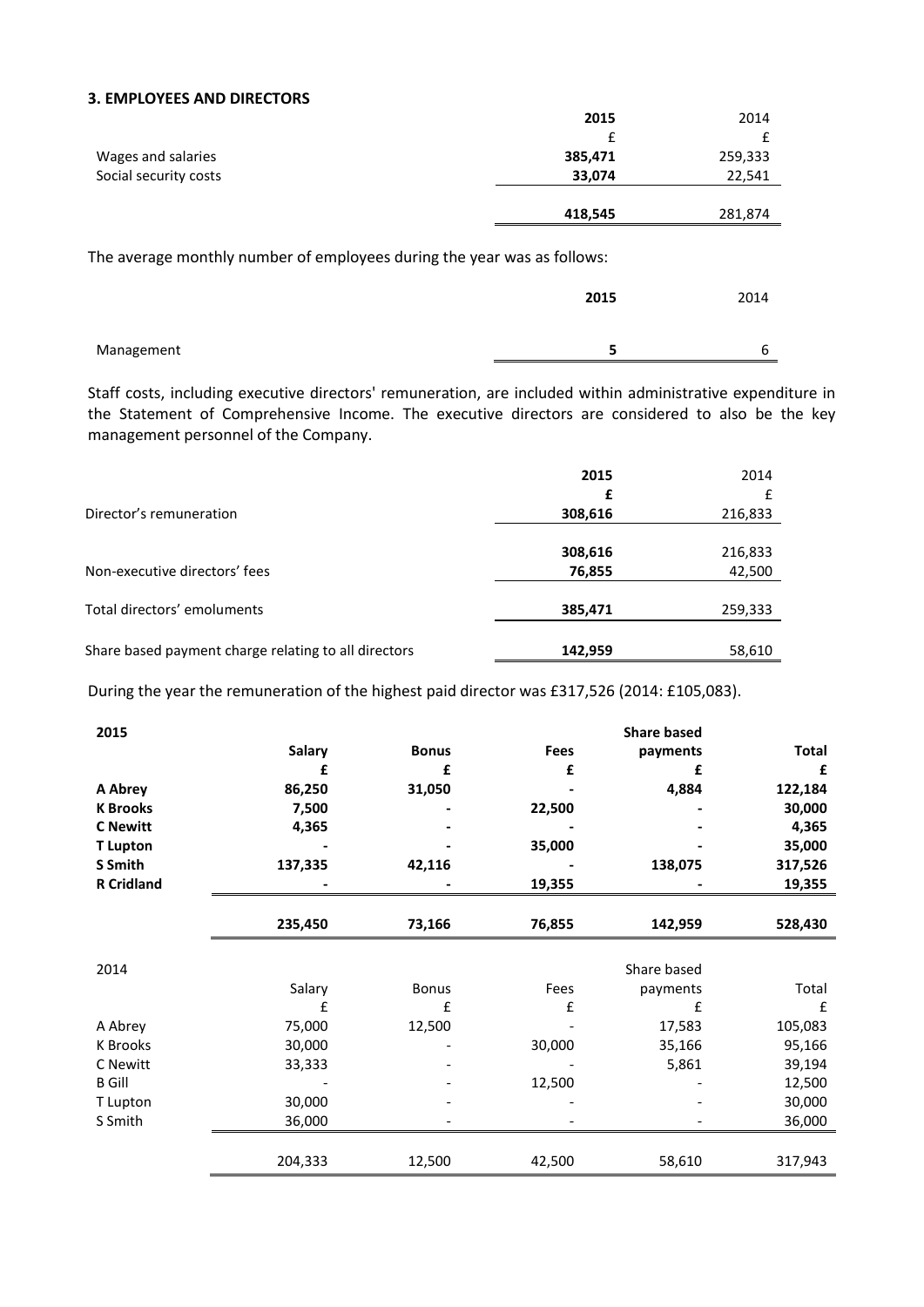### 3. EMPLOYEES AND DIRECTORS

| | 2015 | 2014 |
|---|---|---|
| | £ | £ |
| Wages and salaries | 385,471 | 259,333 |
| Social security costs | 33,074 | 22,541 |
| | 418,545 | 281,874 |

The average monthly number of employees during the year was as follows:

| | 2015 | 2014 |
|---|---|---|
| Management | 5 | 6 |

Staff costs, including executive directors' remuneration, are included within administrative expenditure in the Statement of Comprehensive Income. The executive directors are considered to also be the key management personnel of the Company.

| | 2015 | 2014 |
|---|---|---|
| | £ | £ |
| Director's remuneration | 308,616 | 216,833 |
| | 308,616 | 216,833 |
| Non-executive directors' fees | 76,855 | 42,500 |
| Total directors' emoluments | 385,471 | 259,333 |
| Share based payment charge relating to all directors | 142,959 | 58,610 |

During the year the remuneration of the highest paid director was £317,526 (2014: £105,083).

| 2015 | Salary | Bonus | Fees | Share based payments | Total |
|---|---|---|---|---|---|
| | £ | £ | £ | £ | £ |
| **A Abrey** | 86,250 | 31,050 | - | 4,884 | 122,184 |
| **K Brooks** | 7,500 | - | 22,500 | - | 30,000 |
| **C Newitt** | 4,365 | - | - | - | 4,365 |
| **T Lupton** | - | - | 35,000 | - | 35,000 |
| **S Smith** | 137,335 | 42,116 | - | 138,075 | 317,526 |
| **R Cridland** | - | - | 19,355 | - | 19,355 |
| | **235,450** | **73,166** | **76,855** | **142,959** | **528,430** |

| 2014 | Salary | Bonus | Fees | Share based payments | Total |
|---|---|---|---|---|---|
| | £ | £ | £ | £ | £ |
| A Abrey | 75,000 | 12,500 | - | 17,583 | 105,083 |
| K Brooks | 30,000 | - | 30,000 | 35,166 | 95,166 |
| C Newitt | 33,333 | - | - | 5,861 | 39,194 |
| B Gill | - | - | 12,500 | - | 12,500 |
| T Lupton | 30,000 | - | - | - | 30,000 |
| S Smith | 36,000 | - | - | - | 36,000 |
| | 204,333 | 12,500 | 42,500 | 58,610 | 317,943 |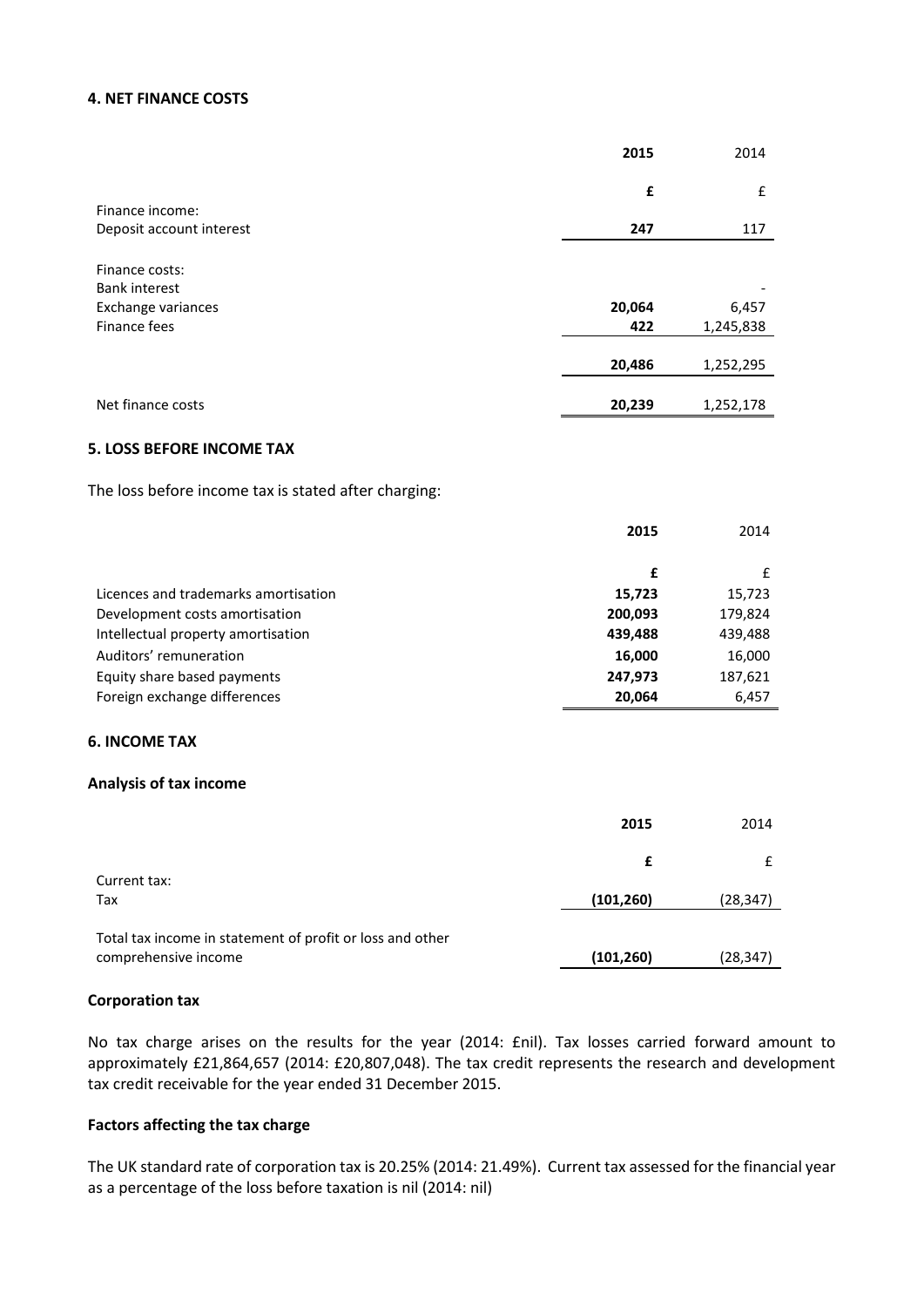### 4. NET FINANCE COSTS

| | 2015 | 2014 |
|---|---|---|
| | £ | £ |
| Finance income: | | |
| Deposit account interest | 247 | 117 |
| | | |
| Finance costs: | | |
| Bank interest | | - |
| Exchange variances | 20,064 | 6,457 |
| Finance fees | 422 | 1,245,838 |
| | 20,486 | 1,252,295 |
| | | |
| Net finance costs | 20,239 | 1,252,178 |

### 5. LOSS BEFORE INCOME TAX

The loss before income tax is stated after charging:

| | 2015 | 2014 |
|---|---|---|
| | £ | £ |
| Licences and trademarks amortisation | 15,723 | 15,723 |
| Development costs amortisation | 200,093 | 179,824 |
| Intellectual property amortisation | 439,488 | 439,488 |
| Auditors' remuneration | 16,000 | 16,000 |
| Equity share based payments | 247,973 | 187,621 |
| Foreign exchange differences | 20,064 | 6,457 |

### 6. INCOME TAX

**Analysis of tax income**

| | 2015 | 2014 |
|---|---|---|
| | £ | £ |
| Current tax: | | |
| Tax | (101,260) | (28,347) |
| | | |
| Total tax income in statement of profit or loss and other comprehensive income | (101,260) | (28,347) |

**Corporation tax**

No tax charge arises on the results for the year (2014: £nil). Tax losses carried forward amount to approximately £21,864,657 (2014: £20,807,048). The tax credit represents the research and development tax credit receivable for the year ended 31 December 2015.

**Factors affecting the tax charge**

The UK standard rate of corporation tax is 20.25% (2014: 21.49%). Current tax assessed for the financial year as a percentage of the loss before taxation is nil (2014: nil)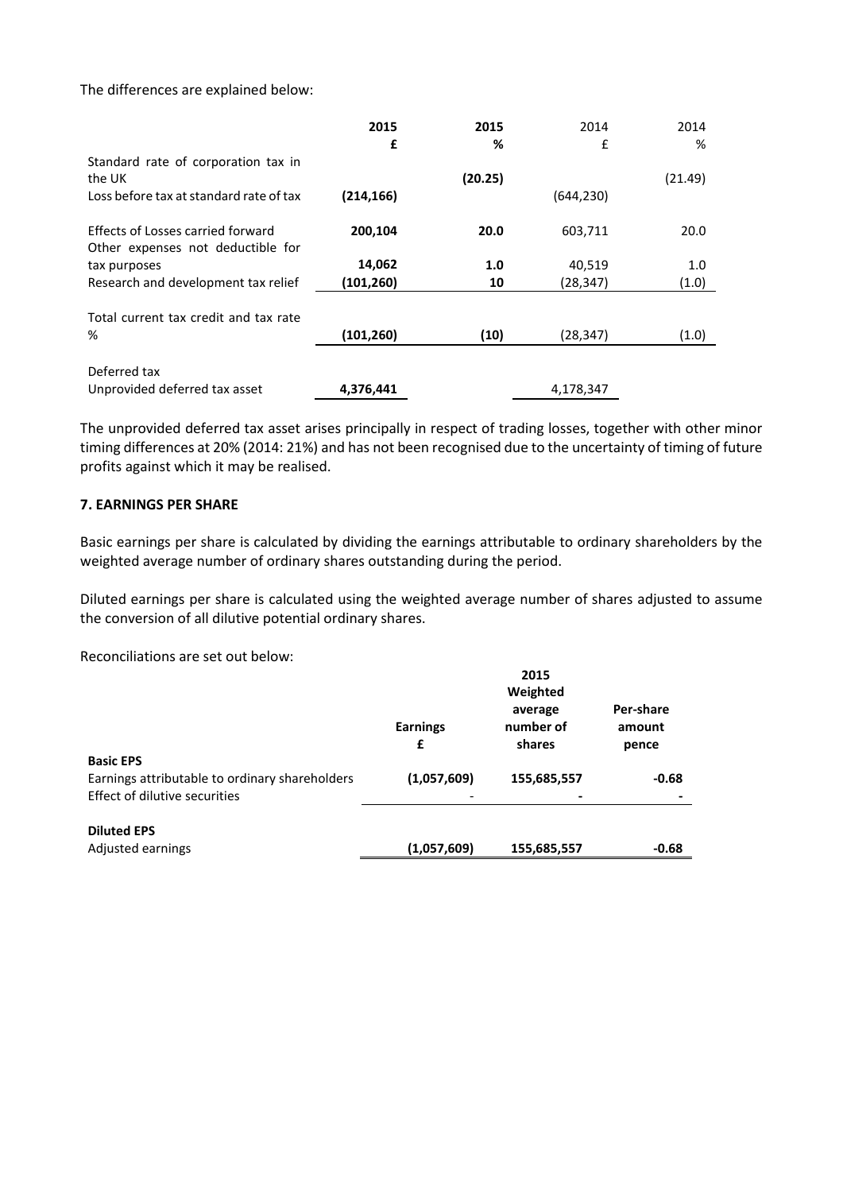The differences are explained below:

| | 2015 | 2015 | 2014 | 2014 |
|---|---|---|---|---|
| | **£** | **%** | £ | % |
| Standard rate of corporation tax in the UK | | **(20.25)** | | (21.49) |
| Loss before tax at standard rate of tax | **(214,166)** | | (644,230) | |
| Effects of Losses carried forward | **200,104** | **20.0** | 603,711 | 20.0 |
| Other expenses not deductible for tax purposes | **14,062** | **1.0** | 40,519 | 1.0 |
| Research and development tax relief | **(101,260)** | **10** | (28,347) | (1.0) |
| Total current tax credit and tax rate % | **(101,260)** | **(10)** | (28,347) | (1.0) |
| Deferred tax | | | | |
| Unprovided deferred tax asset | **4,376,441** | | 4,178,347 | |

The unprovided deferred tax asset arises principally in respect of trading losses, together with other minor timing differences at 20% (2014: 21%) and has not been recognised due to the uncertainty of timing of future profits against which it may be realised.

## 7. EARNINGS PER SHARE

Basic earnings per share is calculated by dividing the earnings attributable to ordinary shareholders by the weighted average number of ordinary shares outstanding during the period.

Diluted earnings per share is calculated using the weighted average number of shares adjusted to assume the conversion of all dilutive potential ordinary shares.

Reconciliations are set out below:

| | **Earnings £** | **2015 Weighted average number of shares** | **Per-share amount pence** |
|---|---|---|---|
| **Basic EPS** | | | |
| Earnings attributable to ordinary shareholders | **(1,057,609)** | **155,685,557** | **-0.68** |
| Effect of dilutive securities | - | - | - |
| **Diluted EPS** | | | |
| Adjusted earnings | **(1,057,609)** | **155,685,557** | **-0.68** |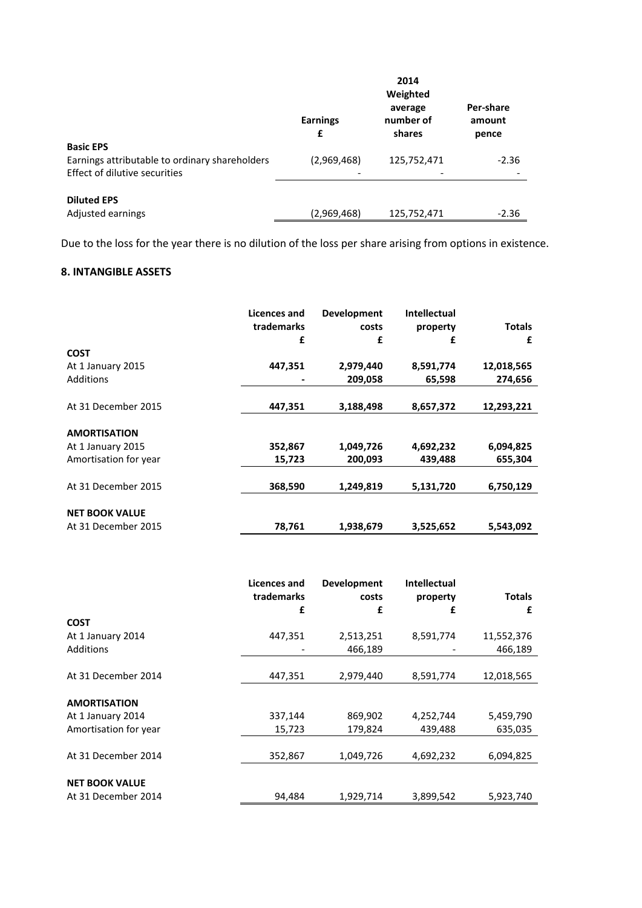| | Earnings £ | 2014 Weighted average number of shares | Per-share amount pence |
|---|---|---|---|
| **Basic EPS** | | | |
| Earnings attributable to ordinary shareholders | (2,969,468) | 125,752,471 | -2.36 |
| Effect of dilutive securities | - | - | - |
| **Diluted EPS** | | | |
| Adjusted earnings | (2,969,468) | 125,752,471 | -2.36 |

Due to the loss for the year there is no dilution of the loss per share arising from options in existence.

## 8. INTANGIBLE ASSETS

| | Licences and trademarks £ | Development costs £ | Intellectual property £ | Totals £ |
|---|---|---|---|---|
| **COST** | | | | |
| At 1 January 2015 | **447,351** | **2,979,440** | **8,591,774** | **12,018,565** |
| Additions | **-** | **209,058** | **65,598** | **274,656** |
| At 31 December 2015 | **447,351** | **3,188,498** | **8,657,372** | **12,293,221** |
| **AMORTISATION** | | | | |
| At 1 January 2015 | **352,867** | **1,049,726** | **4,692,232** | **6,094,825** |
| Amortisation for year | **15,723** | **200,093** | **439,488** | **655,304** |
| At 31 December 2015 | **368,590** | **1,249,819** | **5,131,720** | **6,750,129** |
| **NET BOOK VALUE** | | | | |
| At 31 December 2015 | **78,761** | **1,938,679** | **3,525,652** | **5,543,092** |

| | Licences and trademarks £ | Development costs £ | Intellectual property £ | Totals £ |
|---|---|---|---|---|
| **COST** | | | | |
| At 1 January 2014 | 447,351 | 2,513,251 | 8,591,774 | 11,552,376 |
| Additions | - | 466,189 | - | 466,189 |
| At 31 December 2014 | 447,351 | 2,979,440 | 8,591,774 | 12,018,565 |
| **AMORTISATION** | | | | |
| At 1 January 2014 | 337,144 | 869,902 | 4,252,744 | 5,459,790 |
| Amortisation for year | 15,723 | 179,824 | 439,488 | 635,035 |
| At 31 December 2014 | 352,867 | 1,049,726 | 4,692,232 | 6,094,825 |
| **NET BOOK VALUE** | | | | |
| At 31 December 2014 | 94,484 | 1,929,714 | 3,899,542 | 5,923,740 |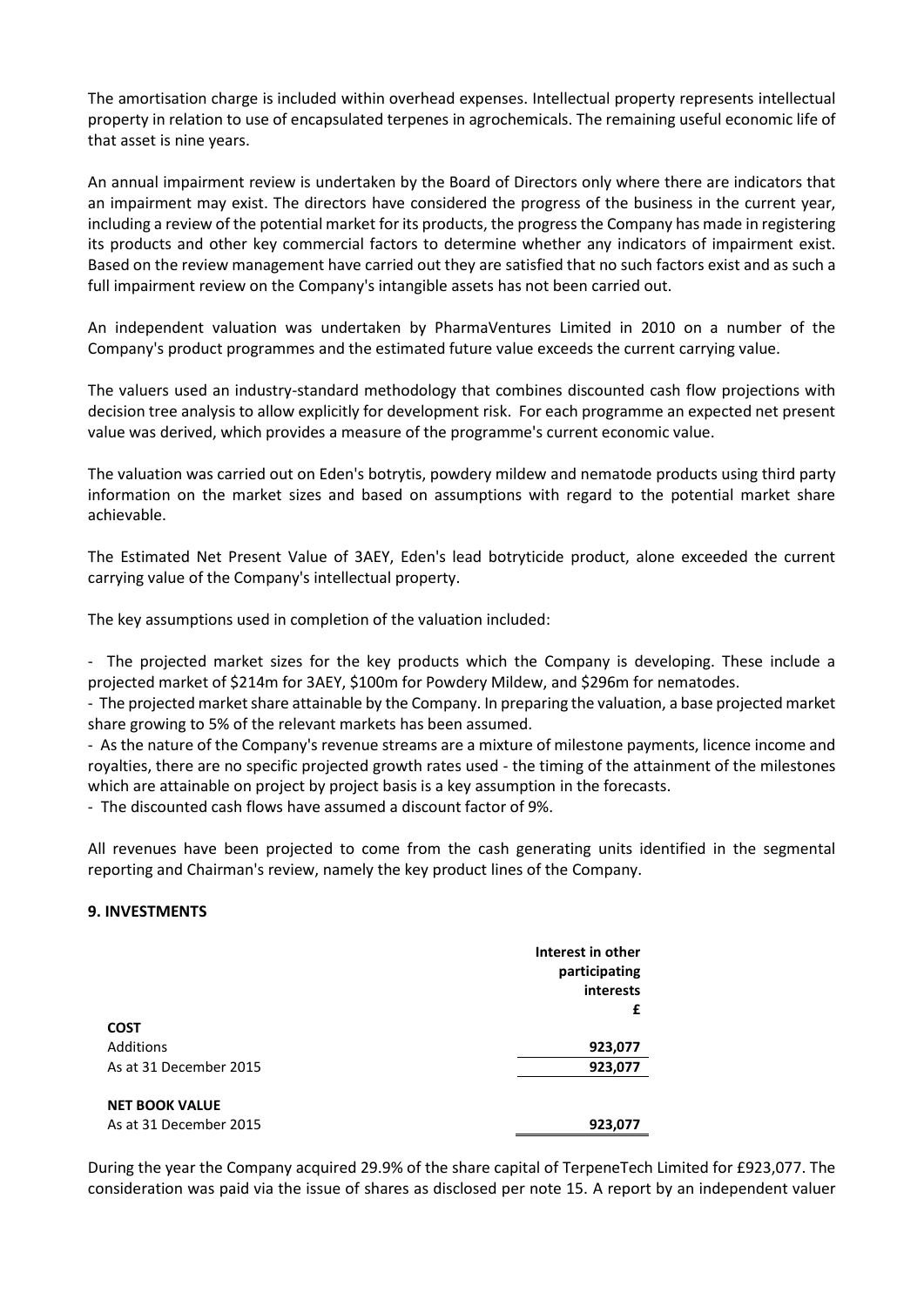The amortisation charge is included within overhead expenses. Intellectual property represents intellectual property in relation to use of encapsulated terpenes in agrochemicals. The remaining useful economic life of that asset is nine years.

An annual impairment review is undertaken by the Board of Directors only where there are indicators that an impairment may exist. The directors have considered the progress of the business in the current year, including a review of the potential market for its products, the progress the Company has made in registering its products and other key commercial factors to determine whether any indicators of impairment exist. Based on the review management have carried out they are satisfied that no such factors exist and as such a full impairment review on the Company's intangible assets has not been carried out.

An independent valuation was undertaken by PharmaVentures Limited in 2010 on a number of the Company's product programmes and the estimated future value exceeds the current carrying value.

The valuers used an industry-standard methodology that combines discounted cash flow projections with decision tree analysis to allow explicitly for development risk. For each programme an expected net present value was derived, which provides a measure of the programme's current economic value.

The valuation was carried out on Eden's botrytis, powdery mildew and nematode products using third party information on the market sizes and based on assumptions with regard to the potential market share achievable.

The Estimated Net Present Value of 3AEY, Eden's lead botryticide product, alone exceeded the current carrying value of the Company's intellectual property.

The key assumptions used in completion of the valuation included:

- The projected market sizes for the key products which the Company is developing. These include a projected market of $214m for 3AEY, $100m for Powdery Mildew, and $296m for nematodes.
- The projected market share attainable by the Company. In preparing the valuation, a base projected market share growing to 5% of the relevant markets has been assumed.
- As the nature of the Company's revenue streams are a mixture of milestone payments, licence income and royalties, there are no specific projected growth rates used - the timing of the attainment of the milestones which are attainable on project by project basis is a key assumption in the forecasts.
- The discounted cash flows have assumed a discount factor of 9%.

All revenues have been projected to come from the cash generating units identified in the segmental reporting and Chairman's review, namely the key product lines of the Company.

## 9. INVESTMENTS

| | Interest in other participating interests £ |
|---|---|
| **COST** | |
| Additions | **923,077** |
| As at 31 December 2015 | **923,077** |
| | |
| **NET BOOK VALUE** | |
| As at 31 December 2015 | **923,077** |

During the year the Company acquired 29.9% of the share capital of TerpeneTech Limited for £923,077. The consideration was paid via the issue of shares as disclosed per note 15. A report by an independent valuer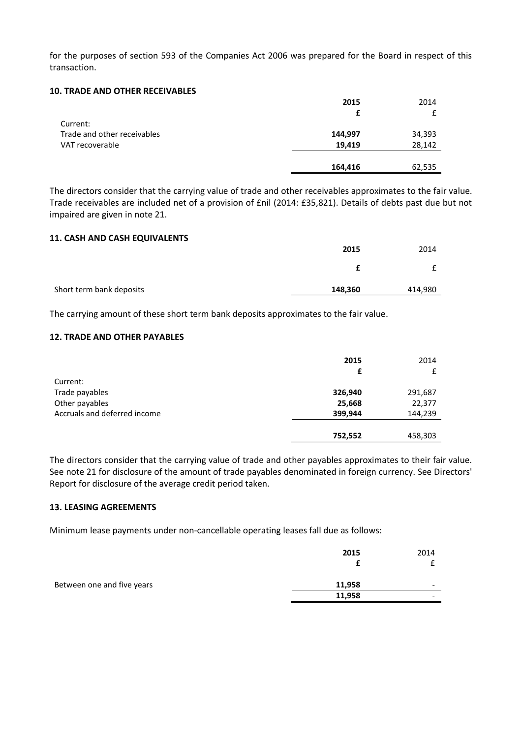for the purposes of section 593 of the Companies Act 2006 was prepared for the Board in respect of this transaction.

### 10. TRADE AND OTHER RECEIVABLES

| | **2015** | 2014 |
|---|---|---|
| | **£** | £ |
| Current: | | |
| Trade and other receivables | **144,997** | 34,393 |
| VAT recoverable | **19,419** | 28,142 |
| | **164,416** | 62,535 |

The directors consider that the carrying value of trade and other receivables approximates to the fair value. Trade receivables are included net of a provision of £nil (2014: £35,821). Details of debts past due but not impaired are given in note 21.

### 11. CASH AND CASH EQUIVALENTS

| | **2015** | 2014 |
|---|---|---|
| | **£** | £ |
| Short term bank deposits | **148,360** | 414,980 |

The carrying amount of these short term bank deposits approximates to the fair value.

### 12. TRADE AND OTHER PAYABLES

| | **2015** | 2014 |
|---|---|---|
| | **£** | £ |
| Current: | | |
| Trade payables | **326,940** | 291,687 |
| Other payables | **25,668** | 22,377 |
| Accruals and deferred income | **399,944** | 144,239 |
| | **752,552** | 458,303 |

The directors consider that the carrying value of trade and other payables approximates to their fair value. See note 21 for disclosure of the amount of trade payables denominated in foreign currency. See Directors' Report for disclosure of the average credit period taken.

### 13. LEASING AGREEMENTS

Minimum lease payments under non-cancellable operating leases fall due as follows:

| | **2015** | 2014 |
|---|---|---|
| | **£** | £ |
| Between one and five years | **11,958** | - |
| | **11,958** | - |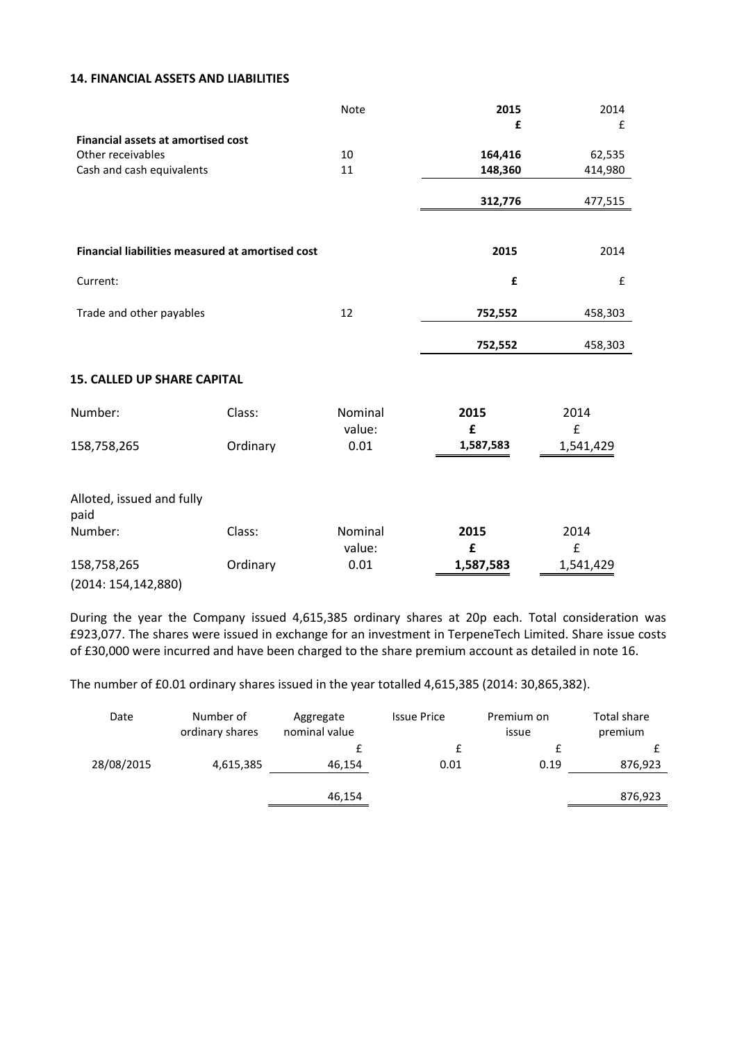### 14. FINANCIAL ASSETS AND LIABILITIES

| | Note | 2015 | 2014 |
|---|---|---|---|
| | | **£** | £ |
| **Financial assets at amortised cost** | | | |
| Other receivables | 10 | **164,416** | 62,535 |
| Cash and cash equivalents | 11 | **148,360** | 414,980 |
| | | **312,776** | 477,515 |

| **Financial liabilities measured at amortised cost** | | **2015** | 2014 |
|---|---|---|---|
| Current: | | **£** | £ |
| Trade and other payables | 12 | **752,552** | 458,303 |
| | | **752,552** | 458,303 |

### 15. CALLED UP SHARE CAPITAL

| Number: | Class: | Nominal value: | 2015 | 2014 |
|---|---|---|---|---|
| | | | **£** | £ |
| 158,758,265 | Ordinary | 0.01 | **1,587,583** | 1,541,429 |

Alloted, issued and fully paid

| Number: | Class: | Nominal value: | 2015 | 2014 |
|---|---|---|---|---|
| | | | **£** | £ |
| 158,758,265 | Ordinary | 0.01 | **1,587,583** | 1,541,429 |
| (2014: 154,142,880) | | | | |

During the year the Company issued 4,615,385 ordinary shares at 20p each. Total consideration was £923,077. The shares were issued in exchange for an investment in TerpeneTech Limited. Share issue costs of £30,000 were incurred and have been charged to the share premium account as detailed in note 16.

The number of £0.01 ordinary shares issued in the year totalled 4,615,385 (2014: 30,865,382).

| Date | Number of ordinary shares | Aggregate nominal value | Issue Price | Premium on issue | Total share premium |
|---|---|---|---|---|---|
| | | £ | £ | £ | £ |
| 28/08/2015 | 4,615,385 | 46,154 | 0.01 | 0.19 | 876,923 |
| | | 46,154 | | | 876,923 |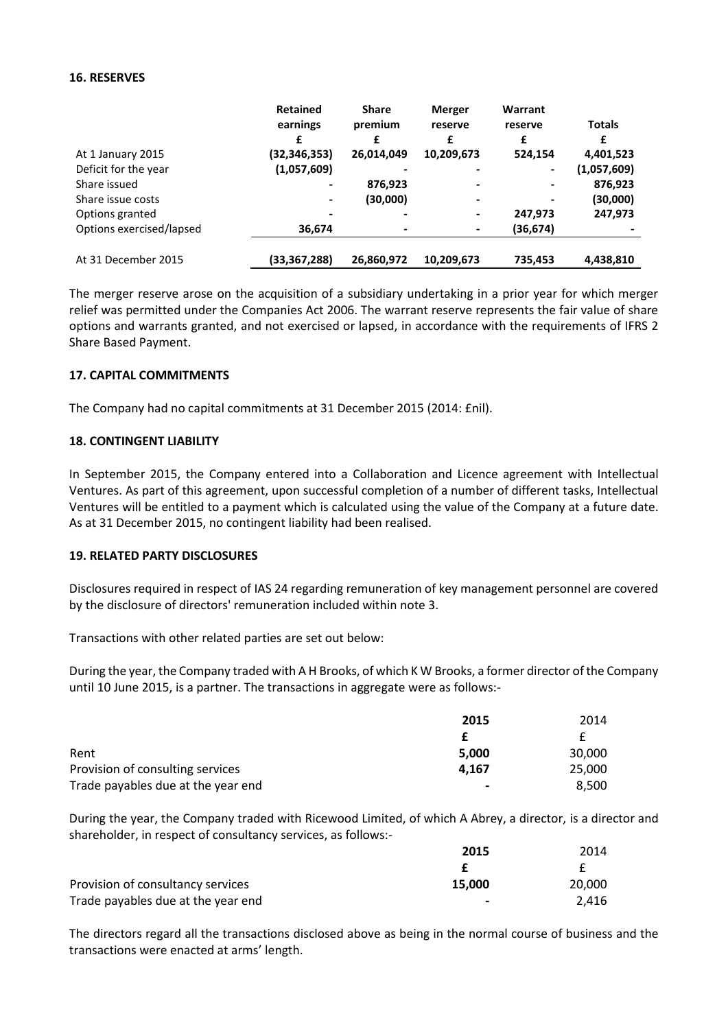## 16. RESERVES

| | Retained earnings | Share premium | Merger reserve | Warrant reserve | Totals |
|---|---|---|---|---|---|
| | £ | £ | £ | £ | £ |
| At 1 January 2015 | (32,346,353) | 26,014,049 | 10,209,673 | 524,154 | 4,401,523 |
| Deficit for the year | (1,057,609) | - | - | - | (1,057,609) |
| Share issued | - | 876,923 | - | - | 876,923 |
| Share issue costs | - | (30,000) | - | - | (30,000) |
| Options granted | - | - | - | 247,973 | 247,973 |
| Options exercised/lapsed | 36,674 | - | - | (36,674) | - |
| At 31 December 2015 | (33,367,288) | 26,860,972 | 10,209,673 | 735,453 | 4,438,810 |

The merger reserve arose on the acquisition of a subsidiary undertaking in a prior year for which merger relief was permitted under the Companies Act 2006. The warrant reserve represents the fair value of share options and warrants granted, and not exercised or lapsed, in accordance with the requirements of IFRS 2 Share Based Payment.

## 17. CAPITAL COMMITMENTS

The Company had no capital commitments at 31 December 2015 (2014: £nil).

## 18. CONTINGENT LIABILITY

In September 2015, the Company entered into a Collaboration and Licence agreement with Intellectual Ventures. As part of this agreement, upon successful completion of a number of different tasks, Intellectual Ventures will be entitled to a payment which is calculated using the value of the Company at a future date. As at 31 December 2015, no contingent liability had been realised.

## 19. RELATED PARTY DISCLOSURES

Disclosures required in respect of IAS 24 regarding remuneration of key management personnel are covered by the disclosure of directors' remuneration included within note 3.

Transactions with other related parties are set out below:

During the year, the Company traded with A H Brooks, of which K W Brooks, a former director of the Company until 10 June 2015, is a partner. The transactions in aggregate were as follows:-

| | 2015 | 2014 |
|---|---|---|
| | £ | £ |
| Rent | 5,000 | 30,000 |
| Provision of consulting services | 4,167 | 25,000 |
| Trade payables due at the year end | - | 8,500 |

During the year, the Company traded with Ricewood Limited, of which A Abrey, a director, is a director and shareholder, in respect of consultancy services, as follows:-

| | 2015 | 2014 |
|---|---|---|
| | £ | £ |
| Provision of consultancy services | 15,000 | 20,000 |
| Trade payables due at the year end | - | 2,416 |

The directors regard all the transactions disclosed above as being in the normal course of business and the transactions were enacted at arms' length.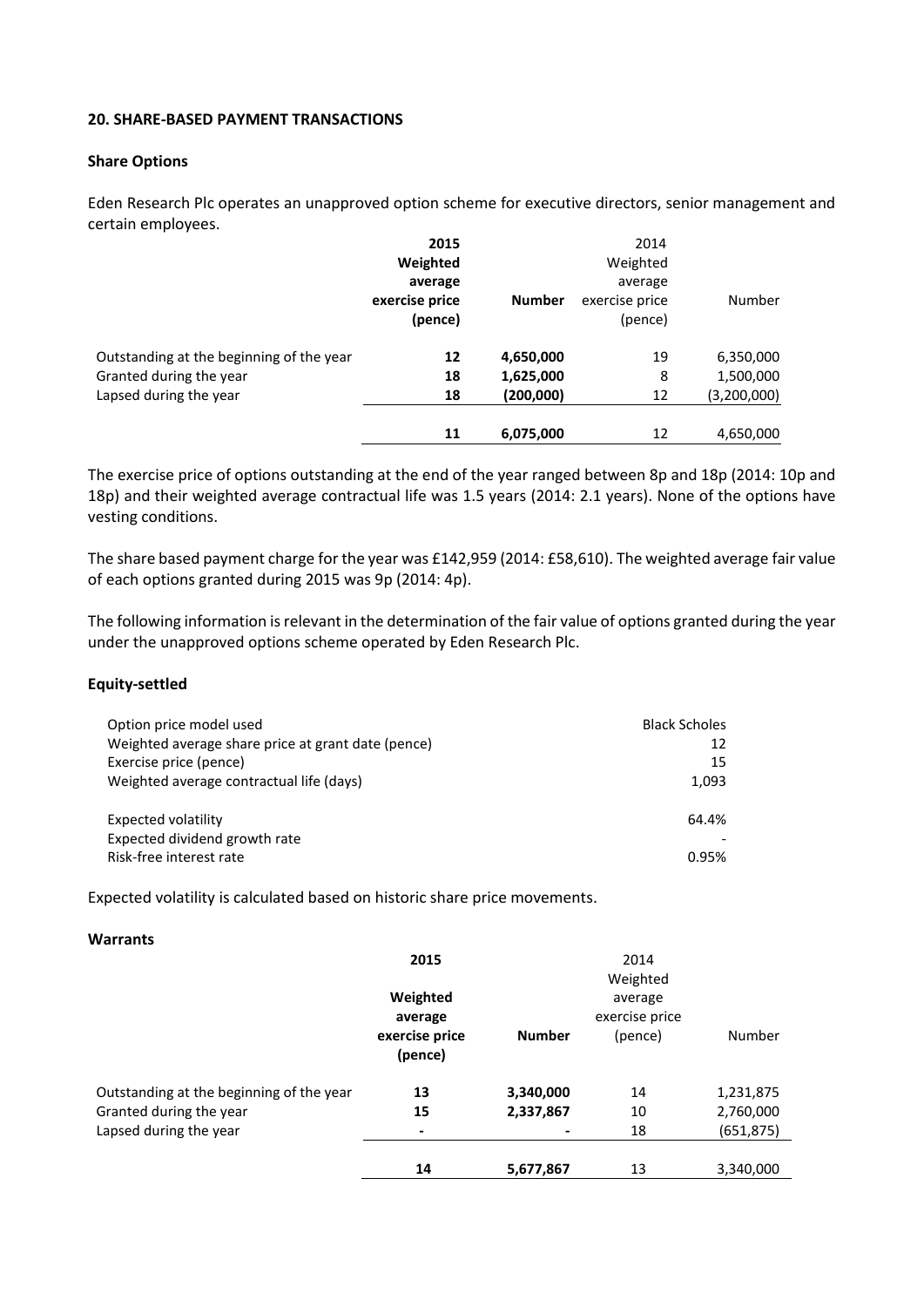### 20. SHARE-BASED PAYMENT TRANSACTIONS

#### Share Options

Eden Research Plc operates an unapproved option scheme for executive directors, senior management and certain employees.

| | **2015 Weighted average exercise price (pence)** | **Number** | 2014 Weighted average exercise price (pence) | Number |
|---|---|---|---|---|
| Outstanding at the beginning of the year | **12** | **4,650,000** | 19 | 6,350,000 |
| Granted during the year | **18** | **1,625,000** | 8 | 1,500,000 |
| Lapsed during the year | **18** | **(200,000)** | 12 | (3,200,000) |
| | **11** | **6,075,000** | 12 | 4,650,000 |

The exercise price of options outstanding at the end of the year ranged between 8p and 18p (2014: 10p and 18p) and their weighted average contractual life was 1.5 years (2014: 2.1 years). None of the options have vesting conditions.

The share based payment charge for the year was £142,959 (2014: £58,610). The weighted average fair value of each options granted during 2015 was 9p (2014: 4p).

The following information is relevant in the determination of the fair value of options granted during the year under the unapproved options scheme operated by Eden Research Plc.

#### Equity-settled

| | |
|---|---|
| Option price model used | Black Scholes |
| Weighted average share price at grant date (pence) | 12 |
| Exercise price (pence) | 15 |
| Weighted average contractual life (days) | 1,093 |
| Expected volatility | 64.4% |
| Expected dividend growth rate | - |
| Risk-free interest rate | 0.95% |

Expected volatility is calculated based on historic share price movements.

#### Warrants

| | **2015 Weighted average exercise price (pence)** | **Number** | 2014 Weighted average exercise price (pence) | Number |
|---|---|---|---|---|
| Outstanding at the beginning of the year | **13** | **3,340,000** | 14 | 1,231,875 |
| Granted during the year | **15** | **2,337,867** | 10 | 2,760,000 |
| Lapsed during the year | **-** | **-** | 18 | (651,875) |
| | **14** | **5,677,867** | 13 | 3,340,000 |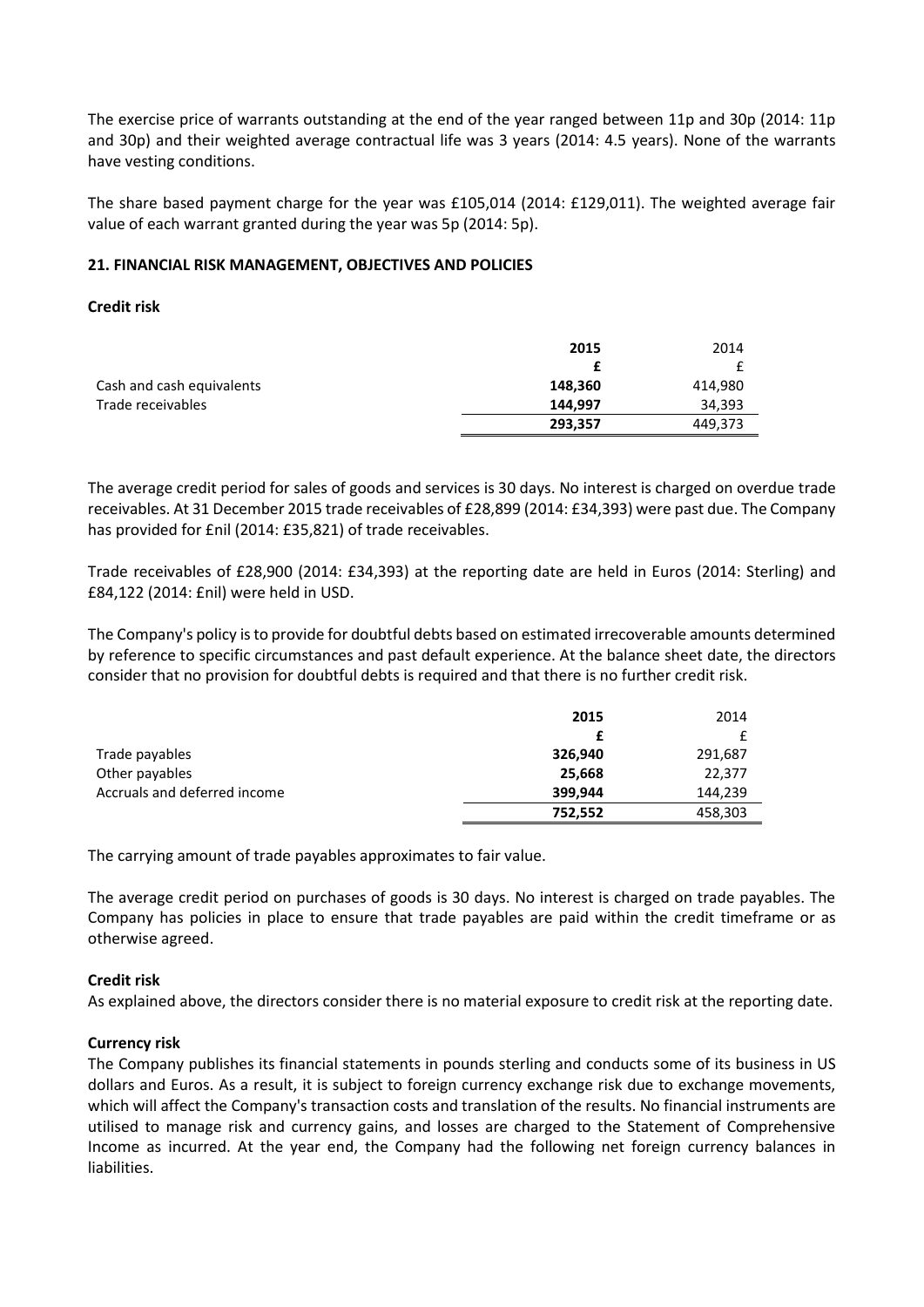The exercise price of warrants outstanding at the end of the year ranged between 11p and 30p (2014: 11p and 30p) and their weighted average contractual life was 3 years (2014: 4.5 years). None of the warrants have vesting conditions.

The share based payment charge for the year was £105,014 (2014: £129,011). The weighted average fair value of each warrant granted during the year was 5p (2014: 5p).

**21. FINANCIAL RISK MANAGEMENT, OBJECTIVES AND POLICIES**

**Credit risk**

| | **2015** | 2014 |
|---|---|---|
| | **£** | £ |
| Cash and cash equivalents | **148,360** | 414,980 |
| Trade receivables | **144,997** | 34,393 |
| | **293,357** | 449,373 |

The average credit period for sales of goods and services is 30 days. No interest is charged on overdue trade receivables. At 31 December 2015 trade receivables of £28,899 (2014: £34,393) were past due. The Company has provided for £nil (2014: £35,821) of trade receivables.

Trade receivables of £28,900 (2014: £34,393) at the reporting date are held in Euros (2014: Sterling) and £84,122 (2014: £nil) were held in USD.

The Company's policy is to provide for doubtful debts based on estimated irrecoverable amounts determined by reference to specific circumstances and past default experience. At the balance sheet date, the directors consider that no provision for doubtful debts is required and that there is no further credit risk.

| | **2015** | 2014 |
|---|---|---|
| | **£** | £ |
| Trade payables | **326,940** | 291,687 |
| Other payables | **25,668** | 22,377 |
| Accruals and deferred income | **399,944** | 144,239 |
| | **752,552** | 458,303 |

The carrying amount of trade payables approximates to fair value.

The average credit period on purchases of goods is 30 days. No interest is charged on trade payables. The Company has policies in place to ensure that trade payables are paid within the credit timeframe or as otherwise agreed.

**Credit risk**

As explained above, the directors consider there is no material exposure to credit risk at the reporting date.

**Currency risk**

The Company publishes its financial statements in pounds sterling and conducts some of its business in US dollars and Euros. As a result, it is subject to foreign currency exchange risk due to exchange movements, which will affect the Company's transaction costs and translation of the results. No financial instruments are utilised to manage risk and currency gains, and losses are charged to the Statement of Comprehensive Income as incurred. At the year end, the Company had the following net foreign currency balances in liabilities.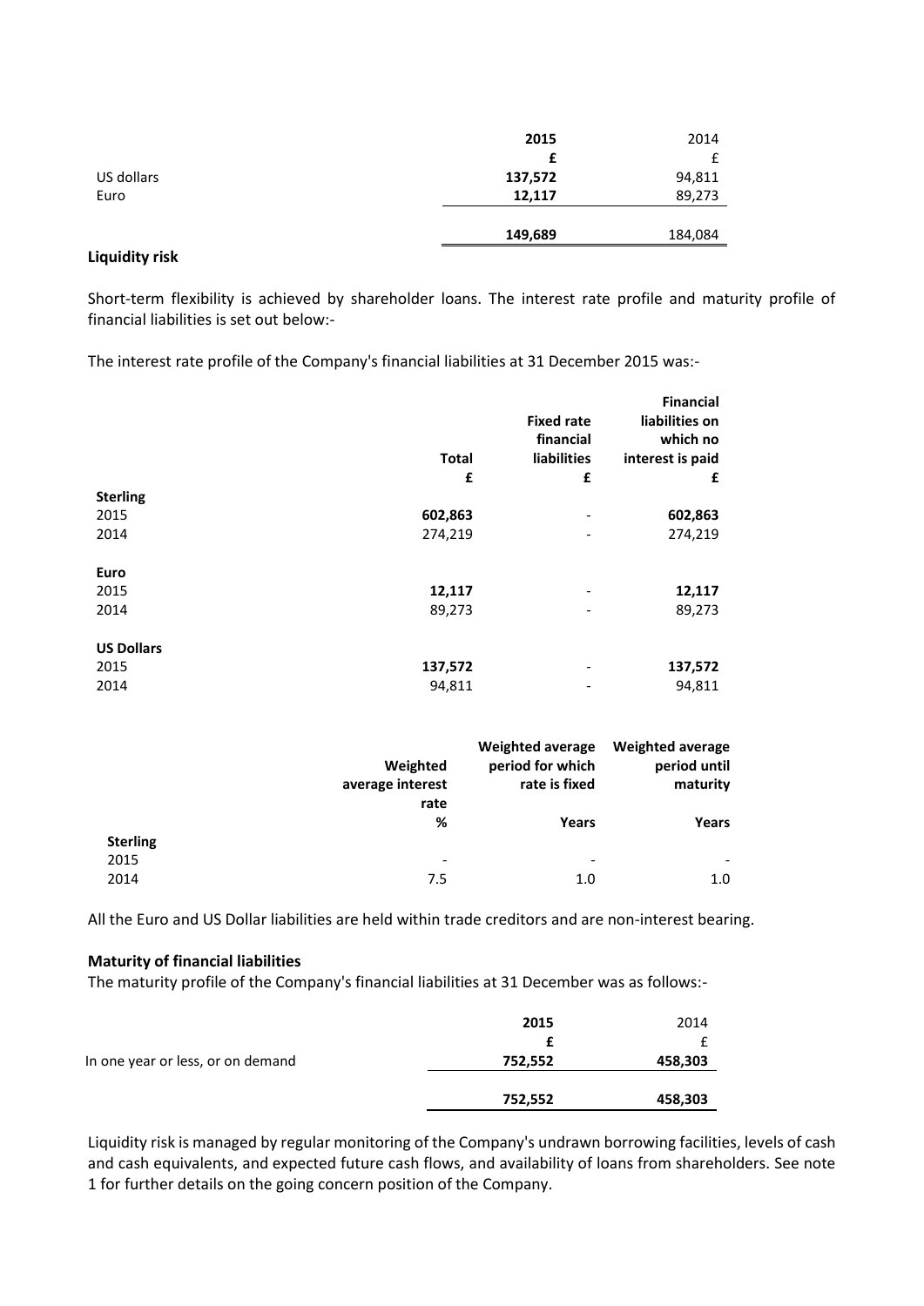| | 2015 | 2014 |
|---|---|---|
| | **£** | £ |
| US dollars | **137,572** | 94,811 |
| Euro | **12,117** | 89,273 |
| | **149,689** | 184,084 |

**Liquidity risk**

Short-term flexibility is achieved by shareholder loans. The interest rate profile and maturity profile of financial liabilities is set out below:-

The interest rate profile of the Company's financial liabilities at 31 December 2015 was:-

| | Total | Fixed rate financial liabilities | Financial liabilities on which no interest is paid |
|---|---|---|---|
| | £ | £ | £ |
| **Sterling** | | | |
| 2015 | **602,863** | - | **602,863** |
| 2014 | 274,219 | - | 274,219 |
| **Euro** | | | |
| 2015 | **12,117** | - | **12,117** |
| 2014 | 89,273 | - | 89,273 |
| **US Dollars** | | | |
| 2015 | **137,572** | - | **137,572** |
| 2014 | 94,811 | - | 94,811 |

| | Weighted average interest rate | Weighted average period for which rate is fixed | Weighted average period until maturity |
|---|---|---|---|
| | % | Years | Years |
| **Sterling** | | | |
| 2015 | - | - | - |
| 2014 | 7.5 | 1.0 | 1.0 |

All the Euro and US Dollar liabilities are held within trade creditors and are non-interest bearing.

**Maturity of financial liabilities**

The maturity profile of the Company's financial liabilities at 31 December was as follows:-

| | 2015 | 2014 |
|---|---|---|
| | **£** | £ |
| In one year or less, or on demand | **752,552** | **458,303** |
| | **752,552** | **458,303** |

Liquidity risk is managed by regular monitoring of the Company's undrawn borrowing facilities, levels of cash and cash equivalents, and expected future cash flows, and availability of loans from shareholders. See note 1 for further details on the going concern position of the Company.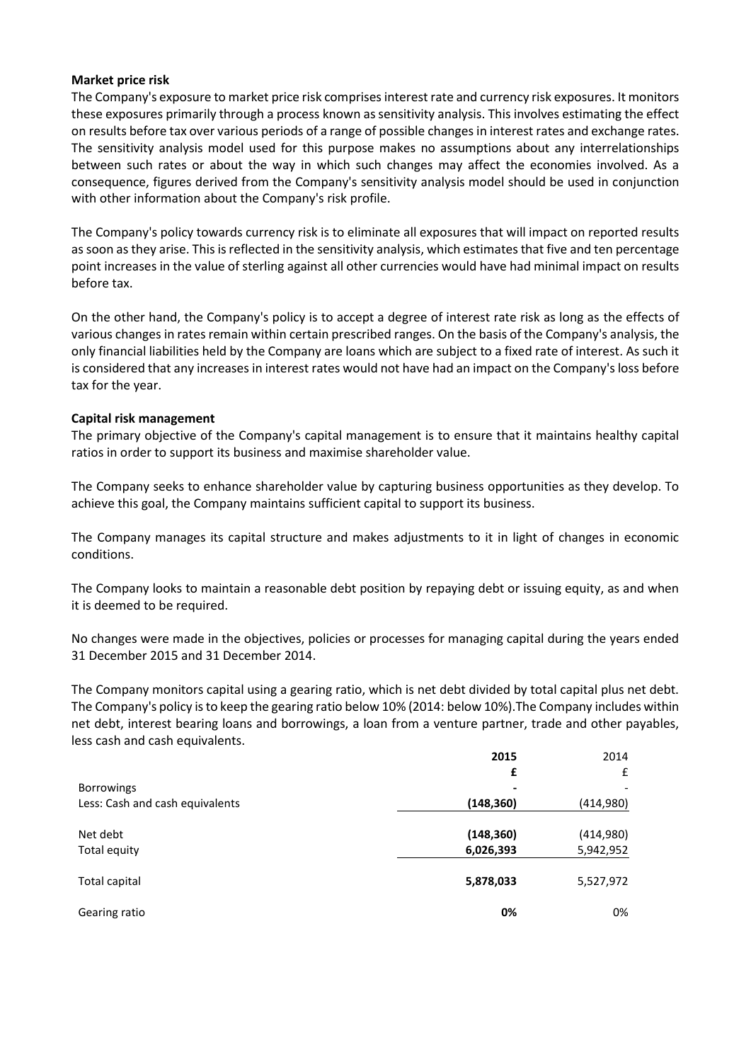**Market price risk**

The Company's exposure to market price risk comprises interest rate and currency risk exposures. It monitors these exposures primarily through a process known as sensitivity analysis. This involves estimating the effect on results before tax over various periods of a range of possible changes in interest rates and exchange rates. The sensitivity analysis model used for this purpose makes no assumptions about any interrelationships between such rates or about the way in which such changes may affect the economies involved. As a consequence, figures derived from the Company's sensitivity analysis model should be used in conjunction with other information about the Company's risk profile.

The Company's policy towards currency risk is to eliminate all exposures that will impact on reported results as soon as they arise. This is reflected in the sensitivity analysis, which estimates that five and ten percentage point increases in the value of sterling against all other currencies would have had minimal impact on results before tax.

On the other hand, the Company's policy is to accept a degree of interest rate risk as long as the effects of various changes in rates remain within certain prescribed ranges. On the basis of the Company's analysis, the only financial liabilities held by the Company are loans which are subject to a fixed rate of interest. As such it is considered that any increases in interest rates would not have had an impact on the Company's loss before tax for the year.

**Capital risk management**

The primary objective of the Company's capital management is to ensure that it maintains healthy capital ratios in order to support its business and maximise shareholder value.

The Company seeks to enhance shareholder value by capturing business opportunities as they develop. To achieve this goal, the Company maintains sufficient capital to support its business.

The Company manages its capital structure and makes adjustments to it in light of changes in economic conditions.

The Company looks to maintain a reasonable debt position by repaying debt or issuing equity, as and when it is deemed to be required.

No changes were made in the objectives, policies or processes for managing capital during the years ended 31 December 2015 and 31 December 2014.

The Company monitors capital using a gearing ratio, which is net debt divided by total capital plus net debt. The Company's policy is to keep the gearing ratio below 10% (2014: below 10%).The Company includes within net debt, interest bearing loans and borrowings, a loan from a venture partner, trade and other payables, less cash and cash equivalents.

| | **2015** | 2014 |
|---|---|---|
| | **£** | £ |
| Borrowings | **-** | - |
| Less: Cash and cash equivalents | **(148,360)** | (414,980) |
| Net debt | **(148,360)** | (414,980) |
| Total equity | **6,026,393** | 5,942,952 |
| Total capital | **5,878,033** | 5,527,972 |
| Gearing ratio | **0%** | 0% |